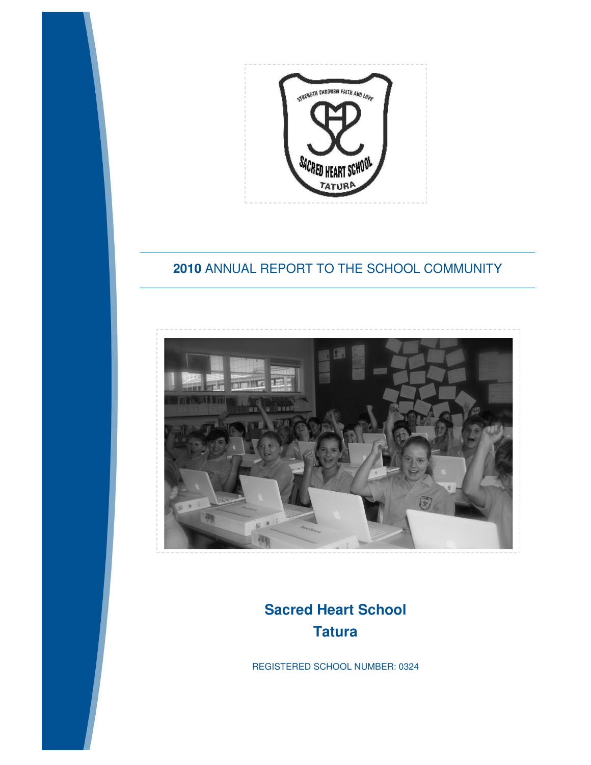# 2010 ANNUAL REPORT TO THE SCHOOL COMMUNITY

## Sacred Heart School
## Tatura

REGISTERED SCHOOL NUMBER: 0324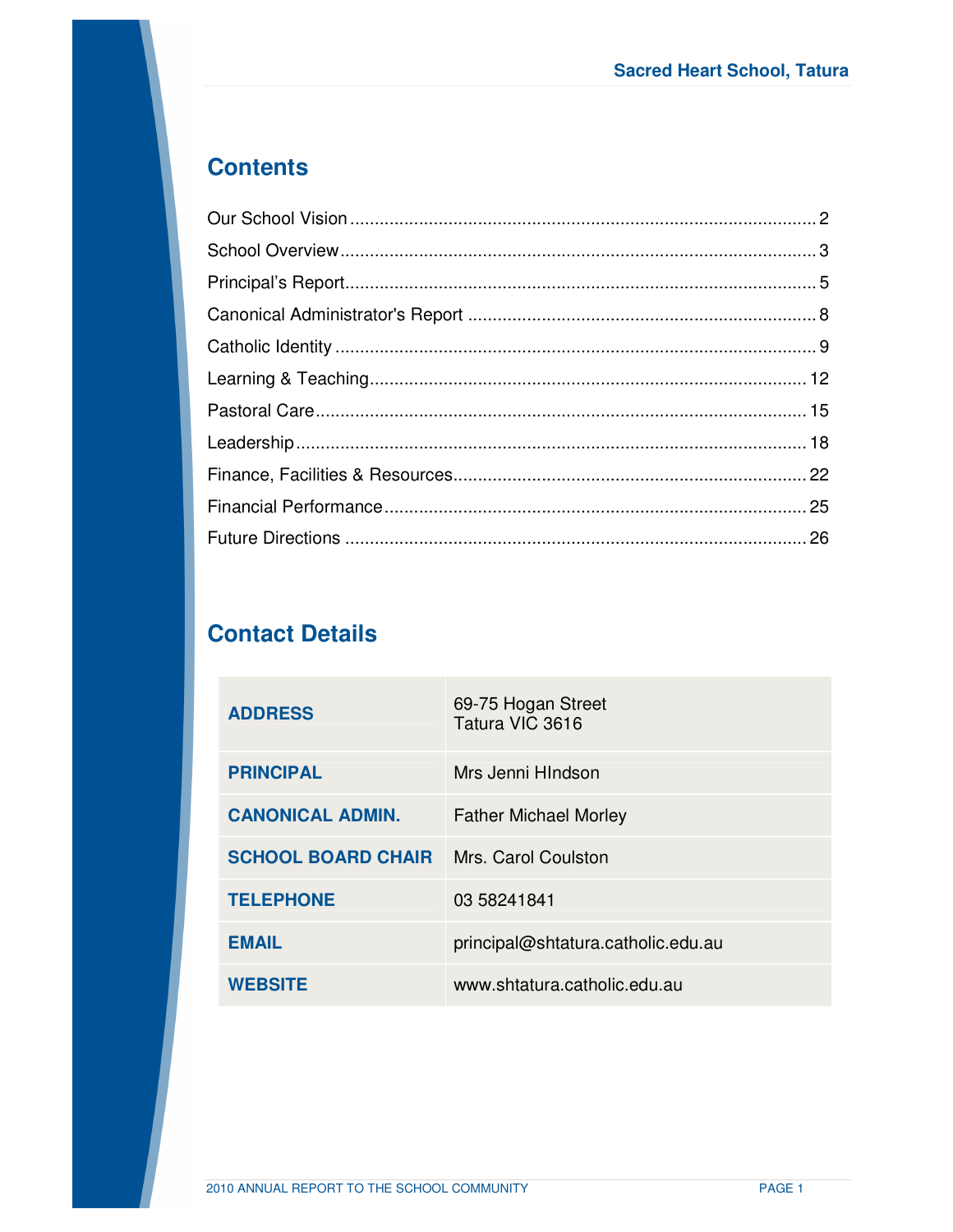## Contents

Our School Vision ........................................................................................ 2
School Overview ........................................................................................... 3
Principal's Report .......................................................................................... 5
Canonical Administrator's Report ................................................................. 8
Catholic Identity ............................................................................................ 9
Learning & Teaching .................................................................................... 12
Pastoral Care ................................................................................................ 15
Leadership .................................................................................................... 18
Finance, Facilities & Resources .................................................................... 22
Financial Performance .................................................................................. 25
Future Directions .......................................................................................... 26

## Contact Details

| | |
|---|---|
| **ADDRESS** | 69-75 Hogan Street<br>Tatura VIC 3616 |
| **PRINCIPAL** | Mrs Jenni HIndson |
| **CANONICAL ADMIN.** | Father Michael Morley |
| **SCHOOL BOARD CHAIR** | Mrs. Carol Coulston |
| **TELEPHONE** | 03 58241841 |
| **EMAIL** | principal@shtatura.catholic.edu.au |
| **WEBSITE** | www.shtatura.catholic.edu.au |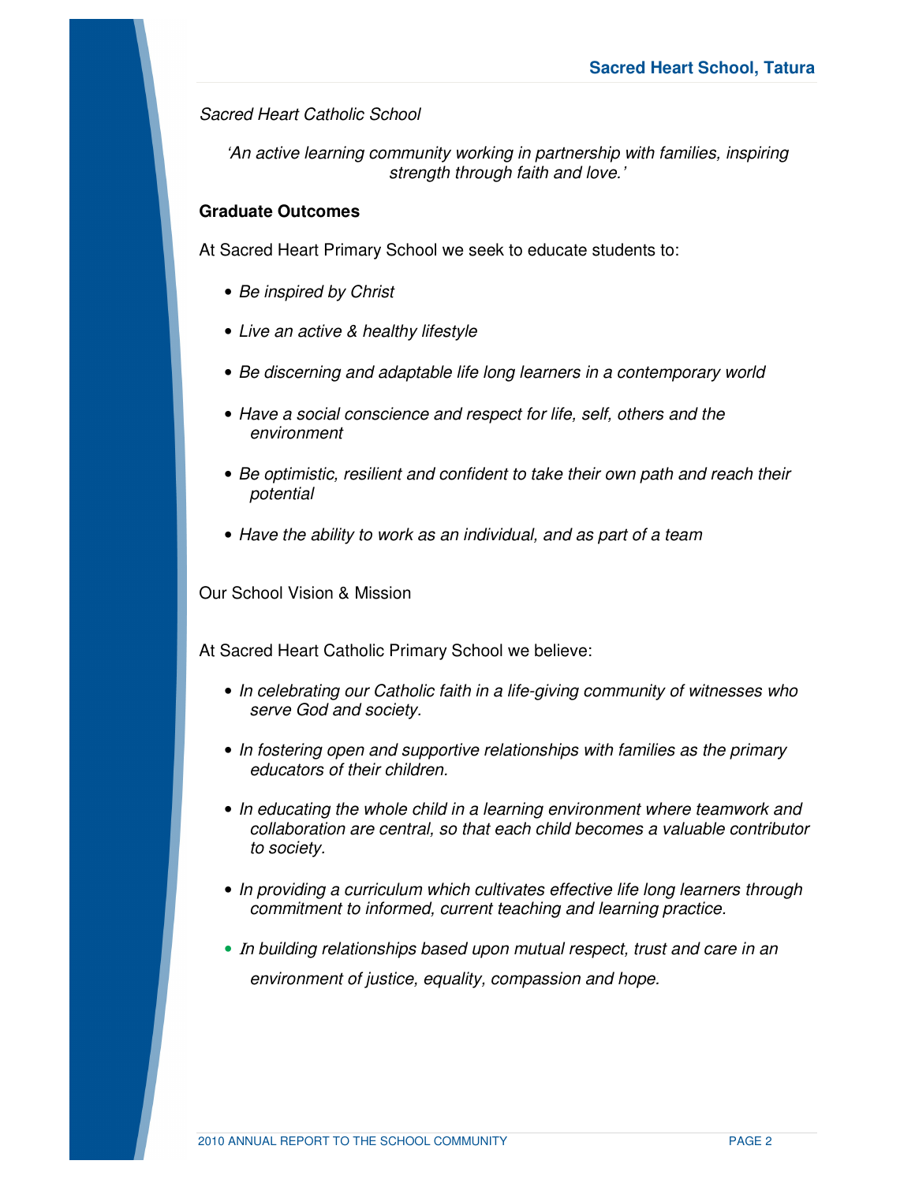*Sacred Heart Catholic School*

*'An active learning community working in partnership with families, inspiring strength through faith and love.'*

**Graduate Outcomes**

At Sacred Heart Primary School we seek to educate students to:

- *Be inspired by Christ*
- *Live an active & healthy lifestyle*
- *Be discerning and adaptable life long learners in a contemporary world*
- *Have a social conscience and respect for life, self, others and the environment*
- *Be optimistic, resilient and confident to take their own path and reach their potential*
- *Have the ability to work as an individual, and as part of a team*

Our School Vision & Mission

At Sacred Heart Catholic Primary School we believe:

- *In celebrating our Catholic faith in a life-giving community of witnesses who serve God and society.*
- *In fostering open and supportive relationships with families as the primary educators of their children.*
- *In educating the whole child in a learning environment where teamwork and collaboration are central, so that each child becomes a valuable contributor to society.*
- *In providing a curriculum which cultivates effective life long learners through commitment to informed, current teaching and learning practice.*
- *In building relationships based upon mutual respect, trust and care in an environment of justice, equality, compassion and hope.*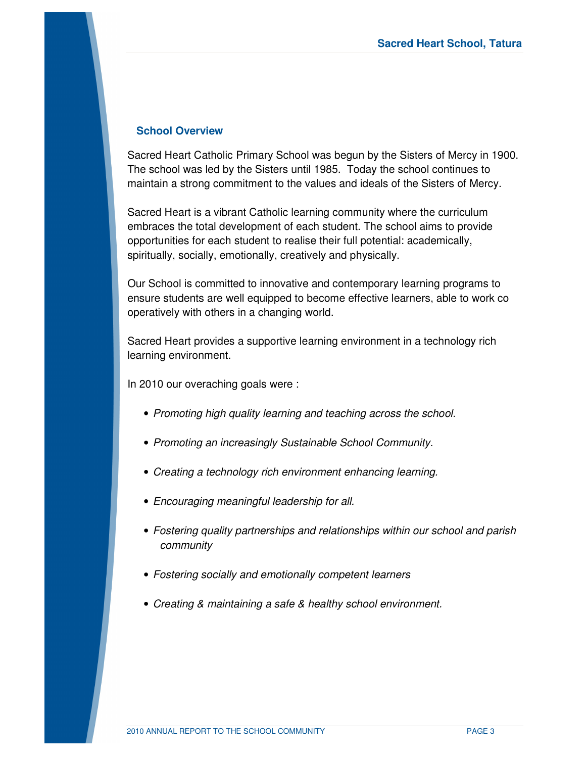## School Overview

Sacred Heart Catholic Primary School was begun by the Sisters of Mercy in 1900. The school was led by the Sisters until 1985. Today the school continues to maintain a strong commitment to the values and ideals of the Sisters of Mercy.

Sacred Heart is a vibrant Catholic learning community where the curriculum embraces the total development of each student. The school aims to provide opportunities for each student to realise their full potential: academically, spiritually, socially, emotionally, creatively and physically.

Our School is committed to innovative and contemporary learning programs to ensure students are well equipped to become effective learners, able to work co operatively with others in a changing world.

Sacred Heart provides a supportive learning environment in a technology rich learning environment.

In 2010 our overaching goals were :

- *Promoting high quality learning and teaching across the school.*
- *Promoting an increasingly Sustainable School Community.*
- *Creating a technology rich environment enhancing learning.*
- *Encouraging meaningful leadership for all.*
- *Fostering quality partnerships and relationships within our school and parish community*
- *Fostering socially and emotionally competent learners*
- *Creating & maintaining a safe & healthy school environment.*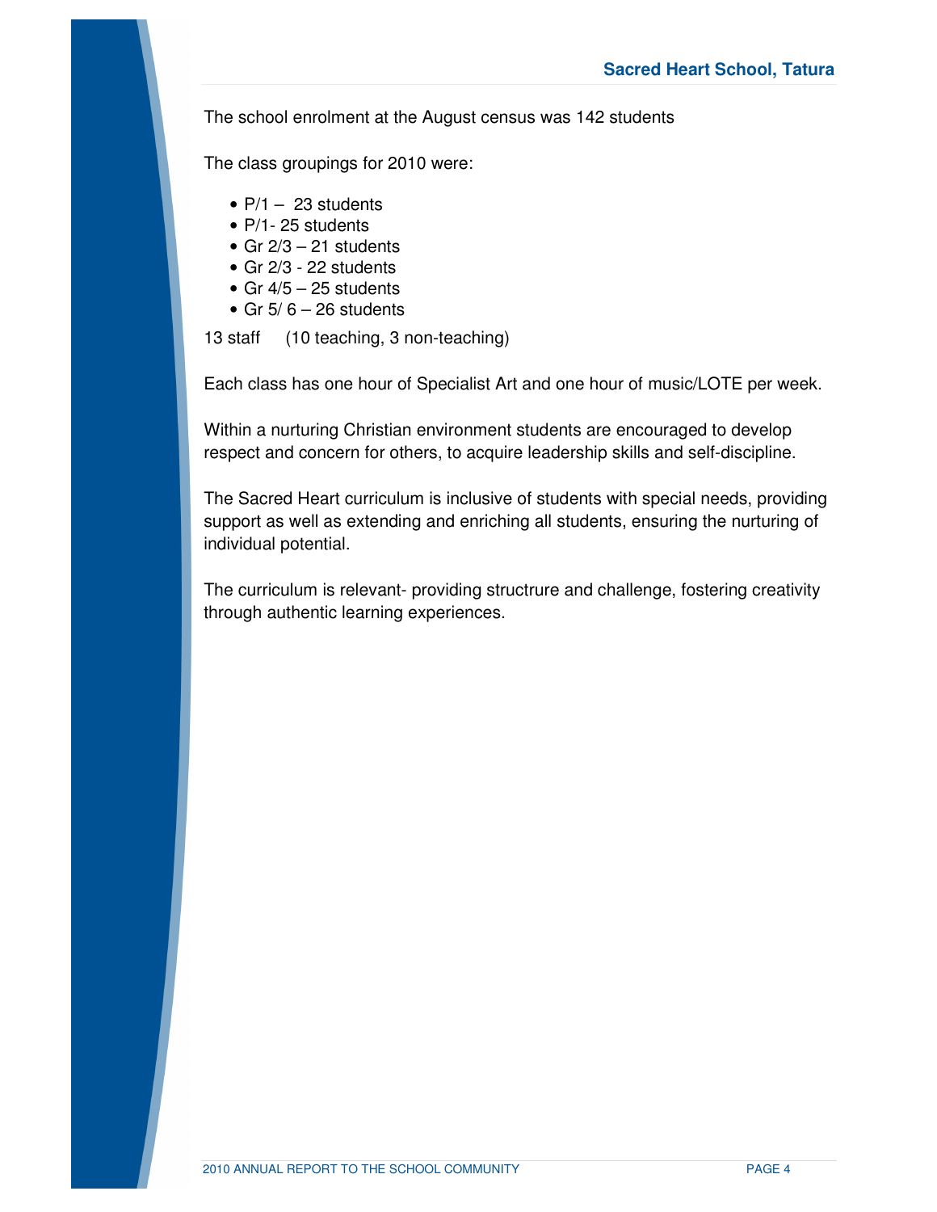The school enrolment at the August census was 142 students

The class groupings for 2010 were:

- P/1 – 23 students
- P/1- 25 students
- Gr 2/3 – 21 students
- Gr 2/3 - 22 students
- Gr 4/5 – 25 students
- Gr 5/ 6 – 26 students

13 staff (10 teaching, 3 non-teaching)

Each class has one hour of Specialist Art and one hour of music/LOTE per week.

Within a nurturing Christian environment students are encouraged to develop respect and concern for others, to acquire leadership skills and self-discipline.

The Sacred Heart curriculum is inclusive of students with special needs, providing support as well as extending and enriching all students, ensuring the nurturing of individual potential.

The curriculum is relevant- providing structrure and challenge, fostering creativity through authentic learning experiences.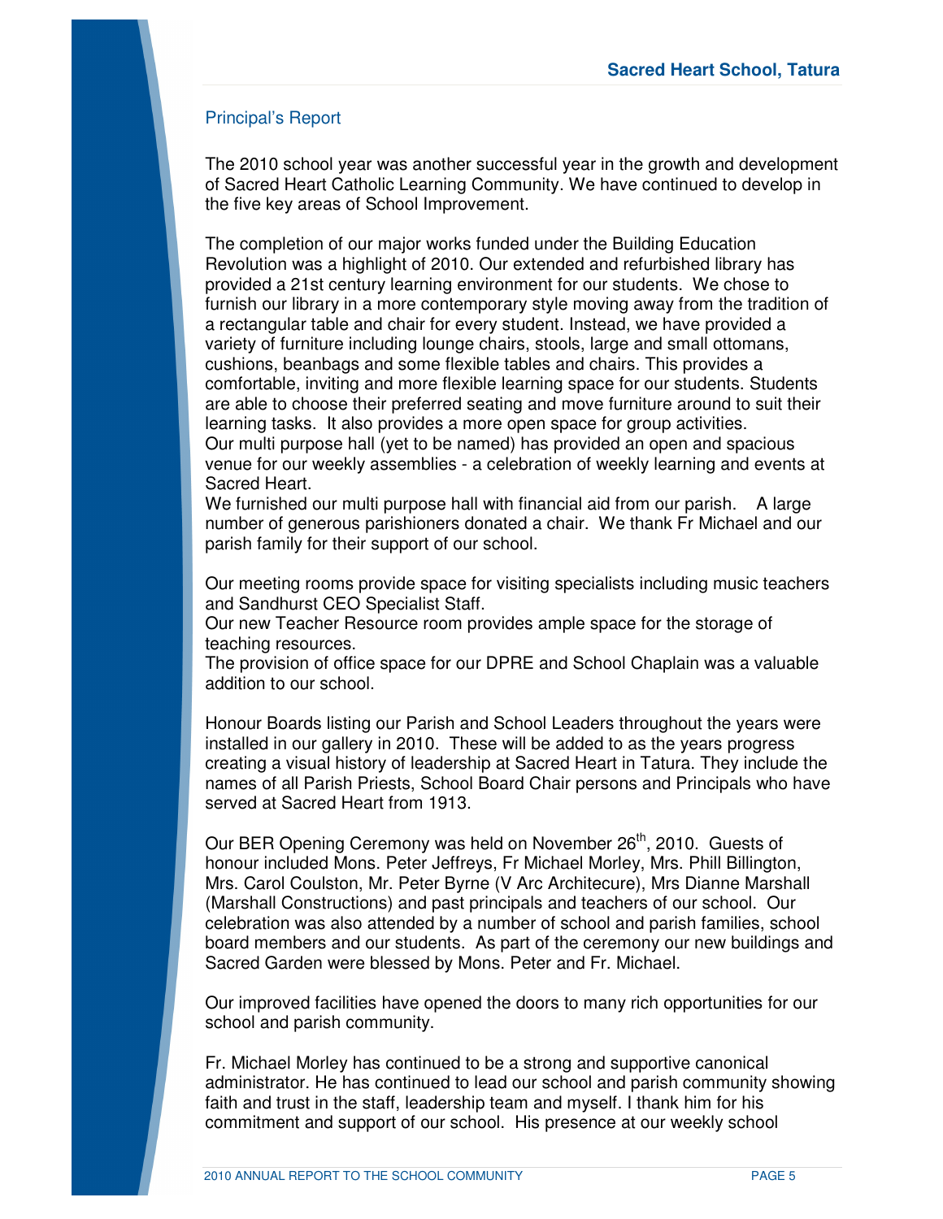## Principal's Report

The 2010 school year was another successful year in the growth and development of Sacred Heart Catholic Learning Community. We have continued to develop in the five key areas of School Improvement.

The completion of our major works funded under the Building Education Revolution was a highlight of 2010. Our extended and refurbished library has provided a 21st century learning environment for our students. We chose to furnish our library in a more contemporary style moving away from the tradition of a rectangular table and chair for every student. Instead, we have provided a variety of furniture including lounge chairs, stools, large and small ottomans, cushions, beanbags and some flexible tables and chairs. This provides a comfortable, inviting and more flexible learning space for our students. Students are able to choose their preferred seating and move furniture around to suit their learning tasks. It also provides a more open space for group activities.
Our multi purpose hall (yet to be named) has provided an open and spacious venue for our weekly assemblies - a celebration of weekly learning and events at Sacred Heart.
We furnished our multi purpose hall with financial aid from our parish. A large number of generous parishioners donated a chair. We thank Fr Michael and our parish family for their support of our school.

Our meeting rooms provide space for visiting specialists including music teachers and Sandhurst CEO Specialist Staff.
Our new Teacher Resource room provides ample space for the storage of teaching resources.
The provision of office space for our DPRE and School Chaplain was a valuable addition to our school.

Honour Boards listing our Parish and School Leaders throughout the years were installed in our gallery in 2010. These will be added to as the years progress creating a visual history of leadership at Sacred Heart in Tatura. They include the names of all Parish Priests, School Board Chair persons and Principals who have served at Sacred Heart from 1913.

Our BER Opening Ceremony was held on November 26th, 2010. Guests of honour included Mons. Peter Jeffreys, Fr Michael Morley, Mrs. Phill Billington, Mrs. Carol Coulston, Mr. Peter Byrne (V Arc Architecure), Mrs Dianne Marshall (Marshall Constructions) and past principals and teachers of our school. Our celebration was also attended by a number of school and parish families, school board members and our students. As part of the ceremony our new buildings and Sacred Garden were blessed by Mons. Peter and Fr. Michael.

Our improved facilities have opened the doors to many rich opportunities for our school and parish community.

Fr. Michael Morley has continued to be a strong and supportive canonical administrator. He has continued to lead our school and parish community showing faith and trust in the staff, leadership team and myself. I thank him for his commitment and support of our school. His presence at our weekly school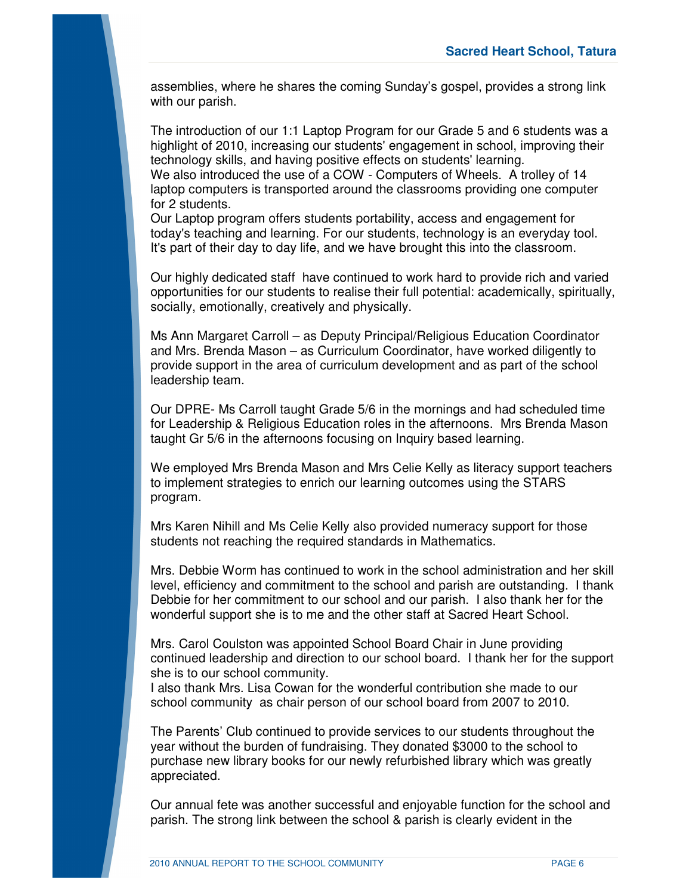assemblies, where he shares the coming Sunday's gospel, provides a strong link with our parish.

The introduction of our 1:1 Laptop Program for our Grade 5 and 6 students was a highlight of 2010, increasing our students' engagement in school, improving their technology skills, and having positive effects on students' learning.
We also introduced the use of a COW - Computers of Wheels. A trolley of 14 laptop computers is transported around the classrooms providing one computer for 2 students.
Our Laptop program offers students portability, access and engagement for today's teaching and learning. For our students, technology is an everyday tool. It's part of their day to day life, and we have brought this into the classroom.

Our highly dedicated staff have continued to work hard to provide rich and varied opportunities for our students to realise their full potential: academically, spiritually, socially, emotionally, creatively and physically.

Ms Ann Margaret Carroll – as Deputy Principal/Religious Education Coordinator and Mrs. Brenda Mason – as Curriculum Coordinator, have worked diligently to provide support in the area of curriculum development and as part of the school leadership team.

Our DPRE- Ms Carroll taught Grade 5/6 in the mornings and had scheduled time for Leadership & Religious Education roles in the afternoons. Mrs Brenda Mason taught Gr 5/6 in the afternoons focusing on Inquiry based learning.

We employed Mrs Brenda Mason and Mrs Celie Kelly as literacy support teachers to implement strategies to enrich our learning outcomes using the STARS program.

Mrs Karen Nihill and Ms Celie Kelly also provided numeracy support for those students not reaching the required standards in Mathematics.

Mrs. Debbie Worm has continued to work in the school administration and her skill level, efficiency and commitment to the school and parish are outstanding. I thank Debbie for her commitment to our school and our parish. I also thank her for the wonderful support she is to me and the other staff at Sacred Heart School.

Mrs. Carol Coulston was appointed School Board Chair in June providing continued leadership and direction to our school board. I thank her for the support she is to our school community.
I also thank Mrs. Lisa Cowan for the wonderful contribution she made to our school community as chair person of our school board from 2007 to 2010.

The Parents' Club continued to provide services to our students throughout the year without the burden of fundraising. They donated $3000 to the school to purchase new library books for our newly refurbished library which was greatly appreciated.

Our annual fete was another successful and enjoyable function for the school and parish. The strong link between the school & parish is clearly evident in the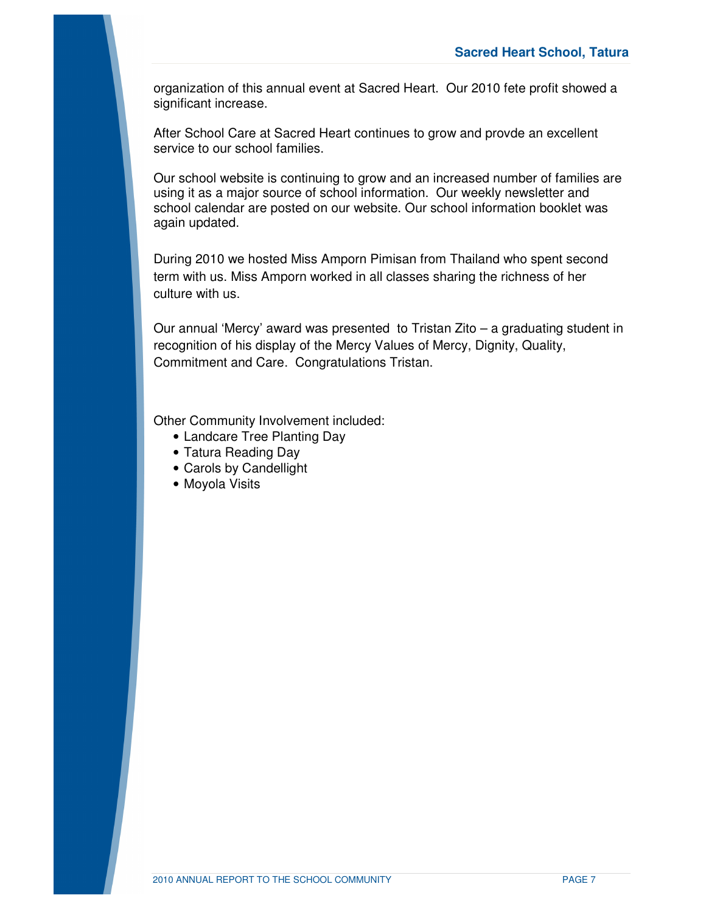organization of this annual event at Sacred Heart. Our 2010 fete profit showed a significant increase.

After School Care at Sacred Heart continues to grow and provde an excellent service to our school families.

Our school website is continuing to grow and an increased number of families are using it as a major source of school information. Our weekly newsletter and school calendar are posted on our website. Our school information booklet was again updated.

During 2010 we hosted Miss Amporn Pimisan from Thailand who spent second term with us. Miss Amporn worked in all classes sharing the richness of her culture with us.

Our annual 'Mercy' award was presented to Tristan Zito – a graduating student in recognition of his display of the Mercy Values of Mercy, Dignity, Quality, Commitment and Care. Congratulations Tristan.

Other Community Involvement included:

- Landcare Tree Planting Day
- Tatura Reading Day
- Carols by Candellight
- Moyola Visits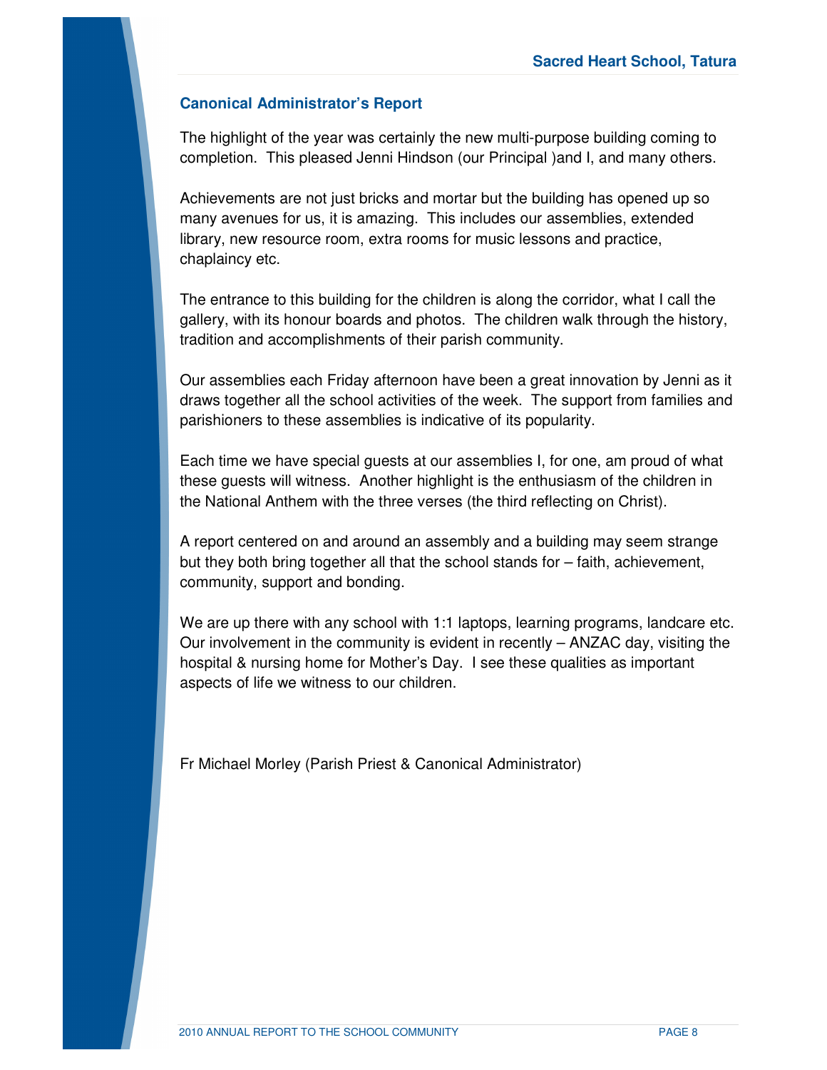## Canonical Administrator's Report

The highlight of the year was certainly the new multi-purpose building coming to completion. This pleased Jenni Hindson (our Principal )and I, and many others.

Achievements are not just bricks and mortar but the building has opened up so many avenues for us, it is amazing. This includes our assemblies, extended library, new resource room, extra rooms for music lessons and practice, chaplaincy etc.

The entrance to this building for the children is along the corridor, what I call the gallery, with its honour boards and photos. The children walk through the history, tradition and accomplishments of their parish community.

Our assemblies each Friday afternoon have been a great innovation by Jenni as it draws together all the school activities of the week. The support from families and parishioners to these assemblies is indicative of its popularity.

Each time we have special guests at our assemblies I, for one, am proud of what these guests will witness. Another highlight is the enthusiasm of the children in the National Anthem with the three verses (the third reflecting on Christ).

A report centered on and around an assembly and a building may seem strange but they both bring together all that the school stands for – faith, achievement, community, support and bonding.

We are up there with any school with 1:1 laptops, learning programs, landcare etc. Our involvement in the community is evident in recently – ANZAC day, visiting the hospital & nursing home for Mother's Day. I see these qualities as important aspects of life we witness to our children.

Fr Michael Morley (Parish Priest & Canonical Administrator)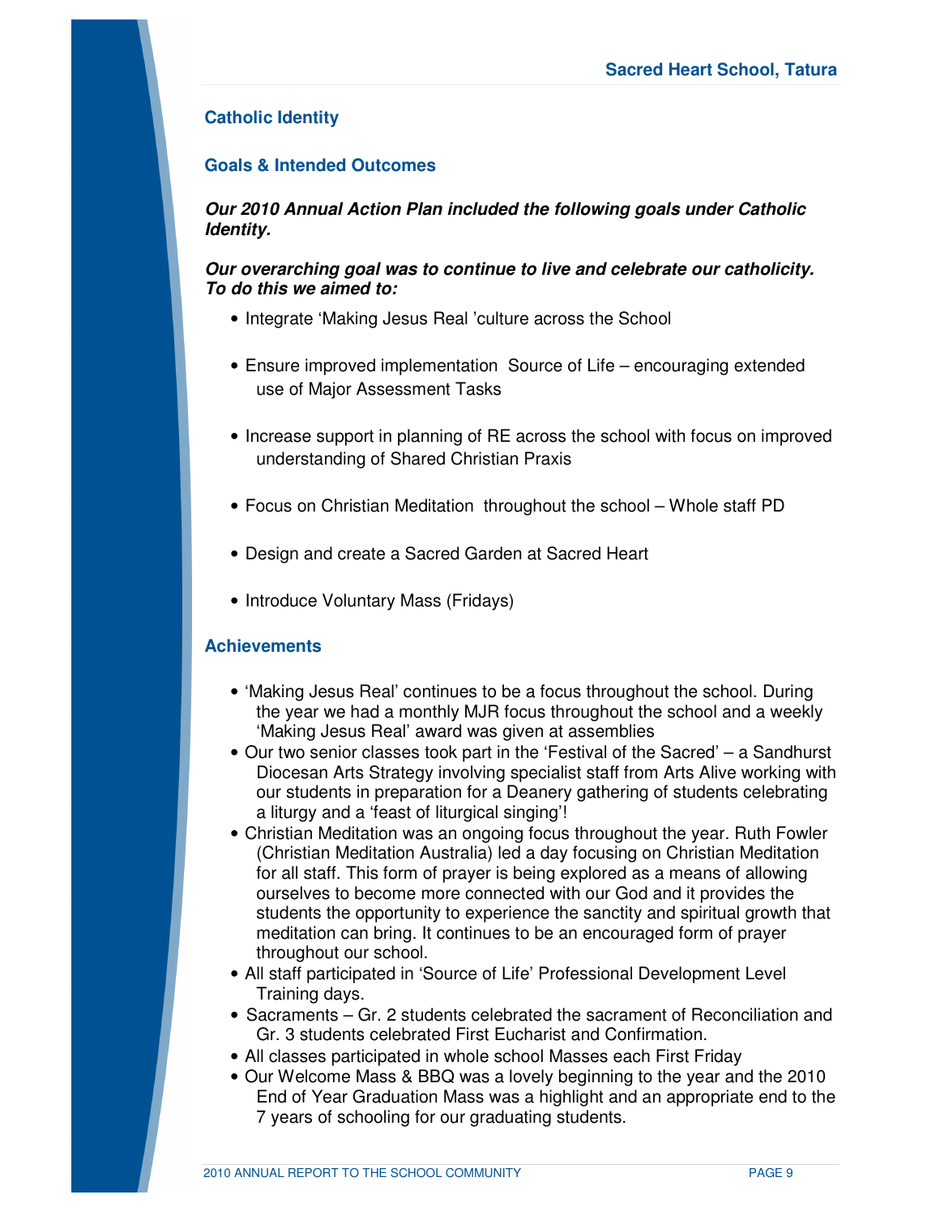## Catholic Identity

### Goals & Intended Outcomes

***Our 2010 Annual Action Plan included the following goals under Catholic Identity.***

***Our overarching goal was to continue to live and celebrate our catholicity. To do this we aimed to:***

- Integrate 'Making Jesus Real 'culture across the School
- Ensure improved implementation Source of Life – encouraging extended use of Major Assessment Tasks
- Increase support in planning of RE across the school with focus on improved understanding of Shared Christian Praxis
- Focus on Christian Meditation throughout the school – Whole staff PD
- Design and create a Sacred Garden at Sacred Heart
- Introduce Voluntary Mass (Fridays)

### Achievements

- 'Making Jesus Real' continues to be a focus throughout the school. During the year we had a monthly MJR focus throughout the school and a weekly 'Making Jesus Real' award was given at assemblies
- Our two senior classes took part in the 'Festival of the Sacred' – a Sandhurst Diocesan Arts Strategy involving specialist staff from Arts Alive working with our students in preparation for a Deanery gathering of students celebrating a liturgy and a 'feast of liturgical singing'!
- Christian Meditation was an ongoing focus throughout the year. Ruth Fowler (Christian Meditation Australia) led a day focusing on Christian Meditation for all staff. This form of prayer is being explored as a means of allowing ourselves to become more connected with our God and it provides the students the opportunity to experience the sanctity and spiritual growth that meditation can bring. It continues to be an encouraged form of prayer throughout our school.
- All staff participated in 'Source of Life' Professional Development Level Training days.
- Sacraments – Gr. 2 students celebrated the sacrament of Reconciliation and Gr. 3 students celebrated First Eucharist and Confirmation.
- All classes participated in whole school Masses each First Friday
- Our Welcome Mass & BBQ was a lovely beginning to the year and the 2010 End of Year Graduation Mass was a highlight and an appropriate end to the 7 years of schooling for our graduating students.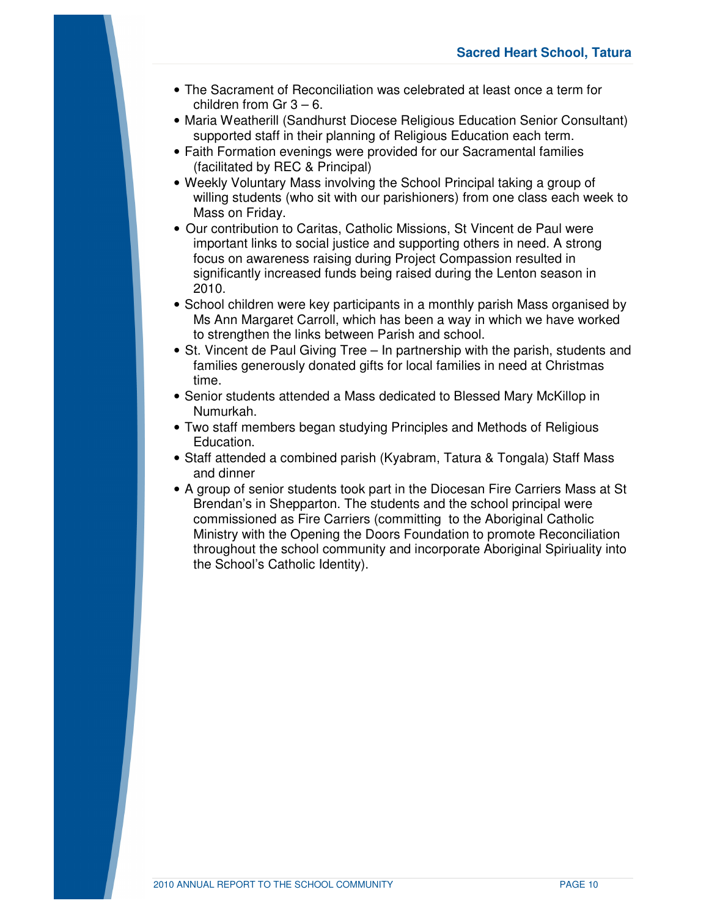- The Sacrament of Reconciliation was celebrated at least once a term for children from Gr 3 – 6.
- Maria Weatherill (Sandhurst Diocese Religious Education Senior Consultant) supported staff in their planning of Religious Education each term.
- Faith Formation evenings were provided for our Sacramental families (facilitated by REC & Principal)
- Weekly Voluntary Mass involving the School Principal taking a group of willing students (who sit with our parishioners) from one class each week to Mass on Friday.
- Our contribution to Caritas, Catholic Missions, St Vincent de Paul were important links to social justice and supporting others in need. A strong focus on awareness raising during Project Compassion resulted in significantly increased funds being raised during the Lenton season in 2010.
- School children were key participants in a monthly parish Mass organised by Ms Ann Margaret Carroll, which has been a way in which we have worked to strengthen the links between Parish and school.
- St. Vincent de Paul Giving Tree – In partnership with the parish, students and families generously donated gifts for local families in need at Christmas time.
- Senior students attended a Mass dedicated to Blessed Mary McKillop in Numurkah.
- Two staff members began studying Principles and Methods of Religious Education.
- Staff attended a combined parish (Kyabram, Tatura & Tongala) Staff Mass and dinner
- A group of senior students took part in the Diocesan Fire Carriers Mass at St Brendan's in Shepparton. The students and the school principal were commissioned as Fire Carriers (committing to the Aboriginal Catholic Ministry with the Opening the Doors Foundation to promote Reconciliation throughout the school community and incorporate Aboriginal Spiriuality into the School's Catholic Identity).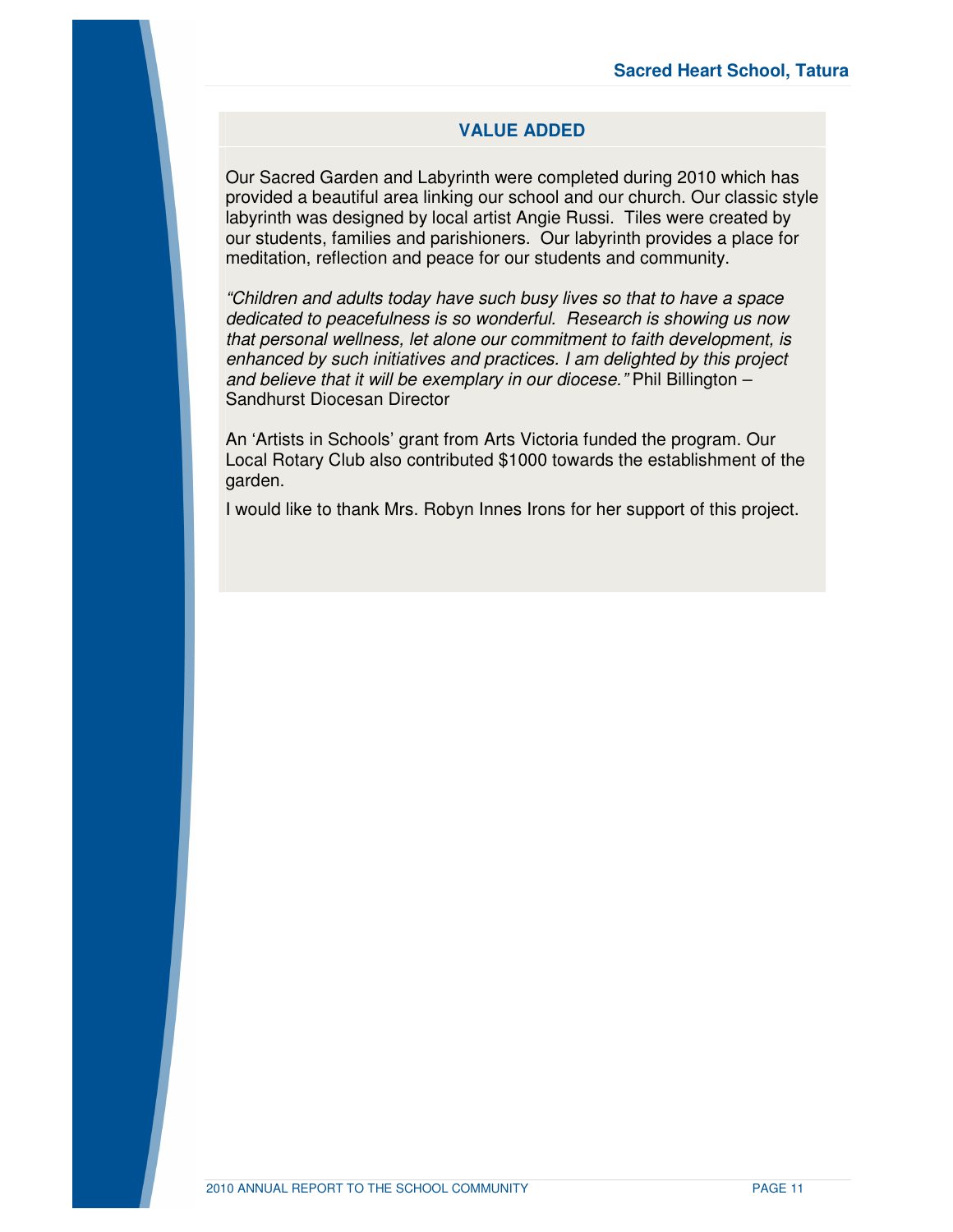## VALUE ADDED

Our Sacred Garden and Labyrinth were completed during 2010 which has provided a beautiful area linking our school and our church. Our classic style labyrinth was designed by local artist Angie Russi. Tiles were created by our students, families and parishioners. Our labyrinth provides a place for meditation, reflection and peace for our students and community.

*"Children and adults today have such busy lives so that to have a space dedicated to peacefulness is so wonderful. Research is showing us now that personal wellness, let alone our commitment to faith development, is enhanced by such initiatives and practices. I am delighted by this project and believe that it will be exemplary in our diocese."* Phil Billington – Sandhurst Diocesan Director

An 'Artists in Schools' grant from Arts Victoria funded the program. Our Local Rotary Club also contributed $1000 towards the establishment of the garden.

I would like to thank Mrs. Robyn Innes Irons for her support of this project.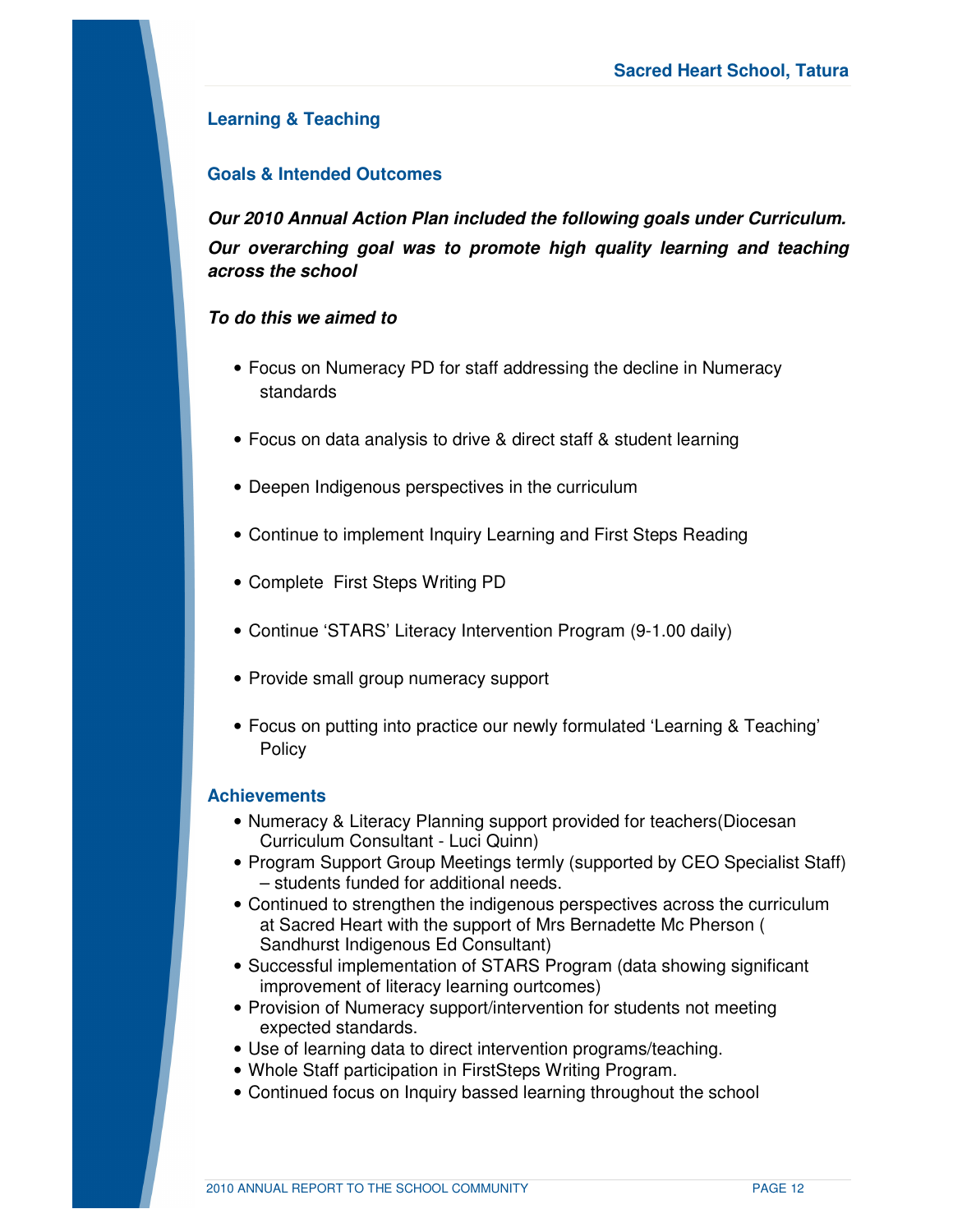## Learning & Teaching

### Goals & Intended Outcomes

***Our 2010 Annual Action Plan included the following goals under Curriculum.***

***Our overarching goal was to promote high quality learning and teaching across the school***

***To do this we aimed to***

- Focus on Numeracy PD for staff addressing the decline in Numeracy standards
- Focus on data analysis to drive & direct staff & student learning
- Deepen Indigenous perspectives in the curriculum
- Continue to implement Inquiry Learning and First Steps Reading
- Complete First Steps Writing PD
- Continue 'STARS' Literacy Intervention Program (9-1.00 daily)
- Provide small group numeracy support
- Focus on putting into practice our newly formulated 'Learning & Teaching' Policy

### Achievements

- Numeracy & Literacy Planning support provided for teachers(Diocesan Curriculum Consultant - Luci Quinn)
- Program Support Group Meetings termly (supported by CEO Specialist Staff) – students funded for additional needs.
- Continued to strengthen the indigenous perspectives across the curriculum at Sacred Heart with the support of Mrs Bernadette Mc Pherson ( Sandhurst Indigenous Ed Consultant)
- Successful implementation of STARS Program (data showing significant improvement of literacy learning ourtcomes)
- Provision of Numeracy support/intervention for students not meeting expected standards.
- Use of learning data to direct intervention programs/teaching.
- Whole Staff participation in FirstSteps Writing Program.
- Continued focus on Inquiry bassed learning throughout the school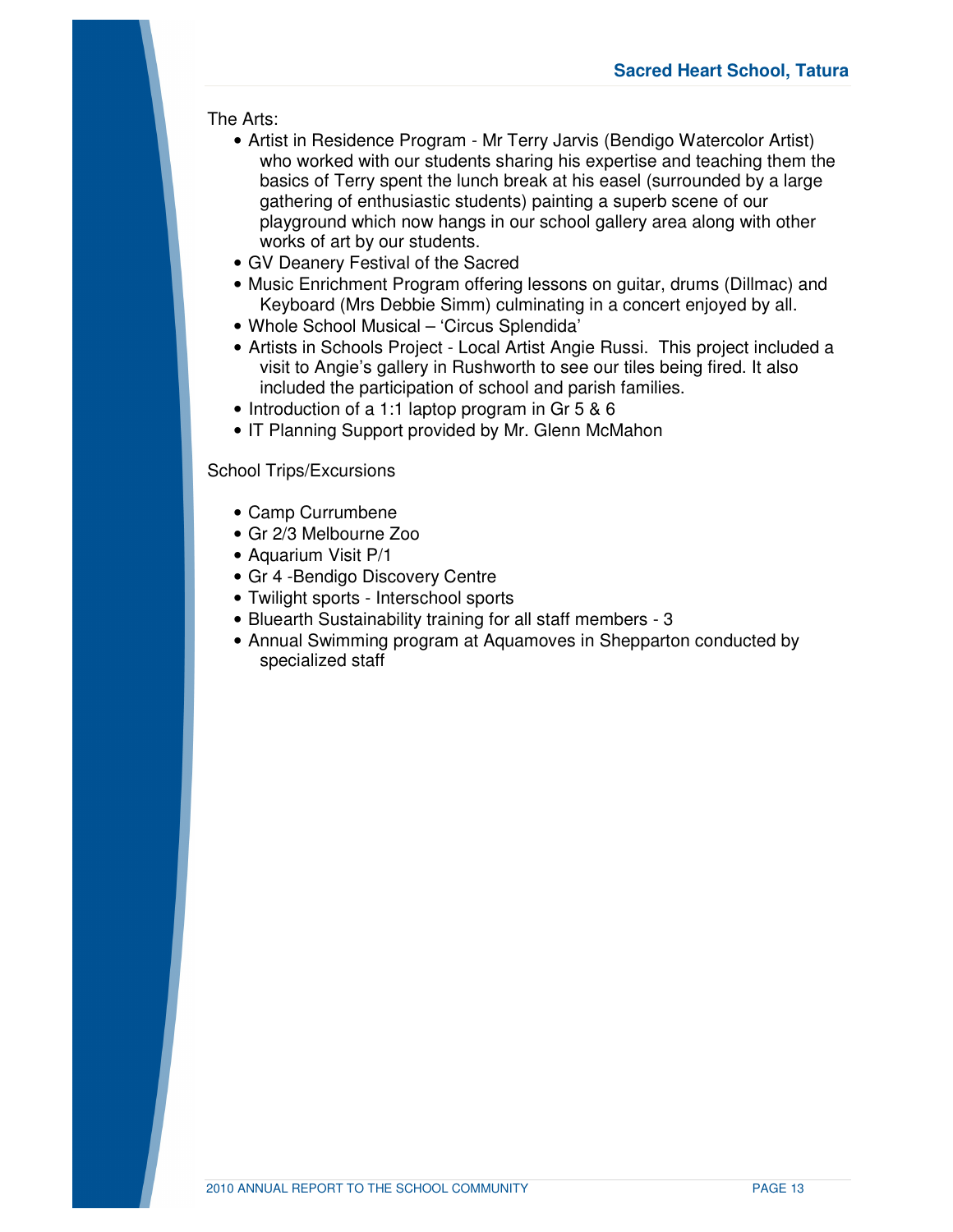The Arts:

- Artist in Residence Program - Mr Terry Jarvis (Bendigo Watercolor Artist) who worked with our students sharing his expertise and teaching them the basics of Terry spent the lunch break at his easel (surrounded by a large gathering of enthusiastic students) painting a superb scene of our playground which now hangs in our school gallery area along with other works of art by our students.
- GV Deanery Festival of the Sacred
- Music Enrichment Program offering lessons on guitar, drums (Dillmac) and Keyboard (Mrs Debbie Simm) culminating in a concert enjoyed by all.
- Whole School Musical – 'Circus Splendida'
- Artists in Schools Project - Local Artist Angie Russi. This project included a visit to Angie's gallery in Rushworth to see our tiles being fired. It also included the participation of school and parish families.
- Introduction of a 1:1 laptop program in Gr 5 & 6
- IT Planning Support provided by Mr. Glenn McMahon

School Trips/Excursions

- Camp Currumbene
- Gr 2/3 Melbourne Zoo
- Aquarium Visit P/1
- Gr 4 -Bendigo Discovery Centre
- Twilight sports - Interschool sports
- Bluearth Sustainability training for all staff members - 3
- Annual Swimming program at Aquamoves in Shepparton conducted by specialized staff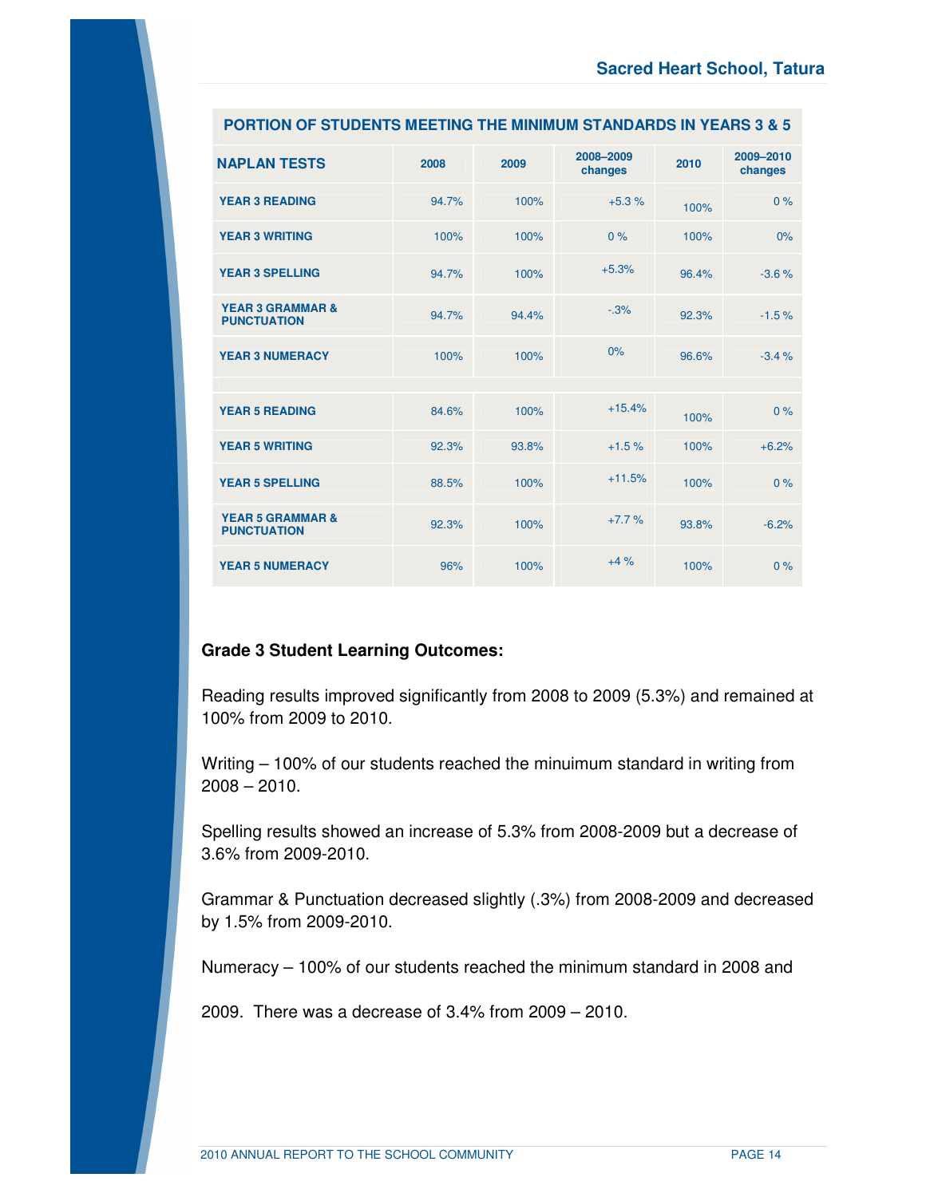| PORTION OF STUDENTS MEETING THE MINIMUM STANDARDS IN YEARS 3 & 5 | | | | | |
|---|---|---|---|---|---|
| **NAPLAN TESTS** | **2008** | **2009** | **2008–2009 changes** | **2010** | **2009–2010 changes** |
| **YEAR 3 READING** | 94.7% | 100% | +5.3 % | 100% | 0 % |
| **YEAR 3 WRITING** | 100% | 100% | 0 % | 100% | 0% |
| **YEAR 3 SPELLING** | 94.7% | 100% | +5.3% | 96.4% | -3.6 % |
| **YEAR 3 GRAMMAR & PUNCTUATION** | 94.7% | 94.4% | -.3% | 92.3% | -1.5 % |
| **YEAR 3 NUMERACY** | 100% | 100% | 0% | 96.6% | -3.4 % |
| | | | | | |
| **YEAR 5 READING** | 84.6% | 100% | +15.4% | 100% | 0 % |
| **YEAR 5 WRITING** | 92.3% | 93.8% | +1.5 % | 100% | +6.2% |
| **YEAR 5 SPELLING** | 88.5% | 100% | +11.5% | 100% | 0 % |
| **YEAR 5 GRAMMAR & PUNCTUATION** | 92.3% | 100% | +7.7 % | 93.8% | -6.2% |
| **YEAR 5 NUMERACY** | 96% | 100% | +4 % | 100% | 0 % |

**Grade 3 Student Learning Outcomes:**

Reading results improved significantly from 2008 to 2009 (5.3%) and remained at 100% from 2009 to 2010.

Writing – 100% of our students reached the minuimum standard in writing from 2008 – 2010.

Spelling results showed an increase of 5.3% from 2008-2009 but a decrease of 3.6% from 2009-2010.

Grammar & Punctuation decreased slightly (.3%) from 2008-2009 and decreased by 1.5% from 2009-2010.

Numeracy – 100% of our students reached the minimum standard in 2008 and 2009. There was a decrease of 3.4% from 2009 – 2010.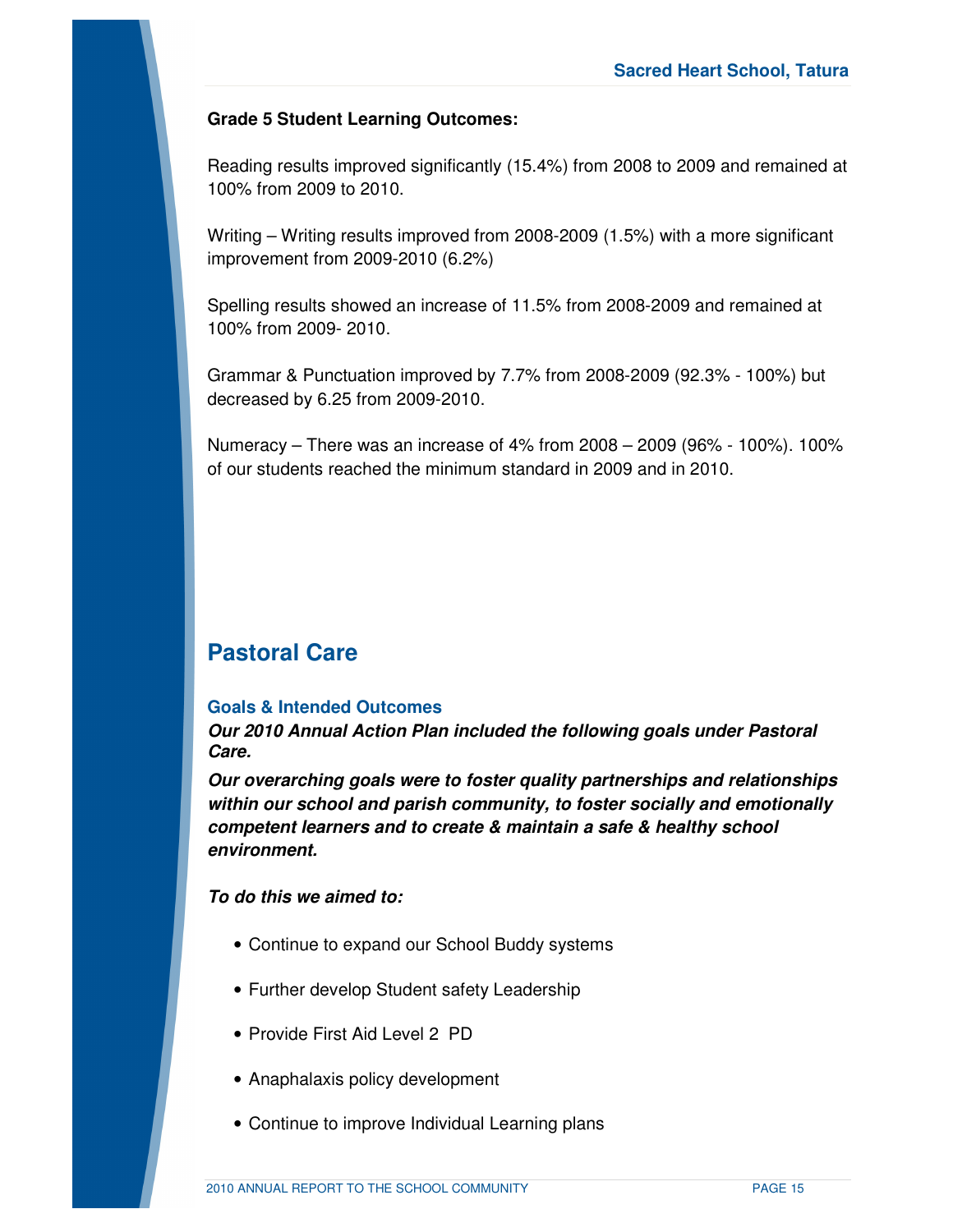**Grade 5 Student Learning Outcomes:**

Reading results improved significantly (15.4%) from 2008 to 2009 and remained at 100% from 2009 to 2010.

Writing – Writing results improved from 2008-2009 (1.5%) with a more significant improvement from 2009-2010 (6.2%)

Spelling results showed an increase of 11.5% from 2008-2009 and remained at 100% from 2009- 2010.

Grammar & Punctuation improved by 7.7% from 2008-2009 (92.3% - 100%) but decreased by 6.25 from 2009-2010.

Numeracy – There was an increase of 4% from 2008 – 2009 (96% - 100%). 100% of our students reached the minimum standard in 2009 and in 2010.

## Pastoral Care

### Goals & Intended Outcomes

***Our 2010 Annual Action Plan included the following goals under Pastoral Care.***

***Our overarching goals were to foster quality partnerships and relationships within our school and parish community, to foster socially and emotionally competent learners and to create & maintain a safe & healthy school environment.***

***To do this we aimed to:***

- Continue to expand our School Buddy systems
- Further develop Student safety Leadership
- Provide First Aid Level 2 PD
- Anaphalaxis policy development
- Continue to improve Individual Learning plans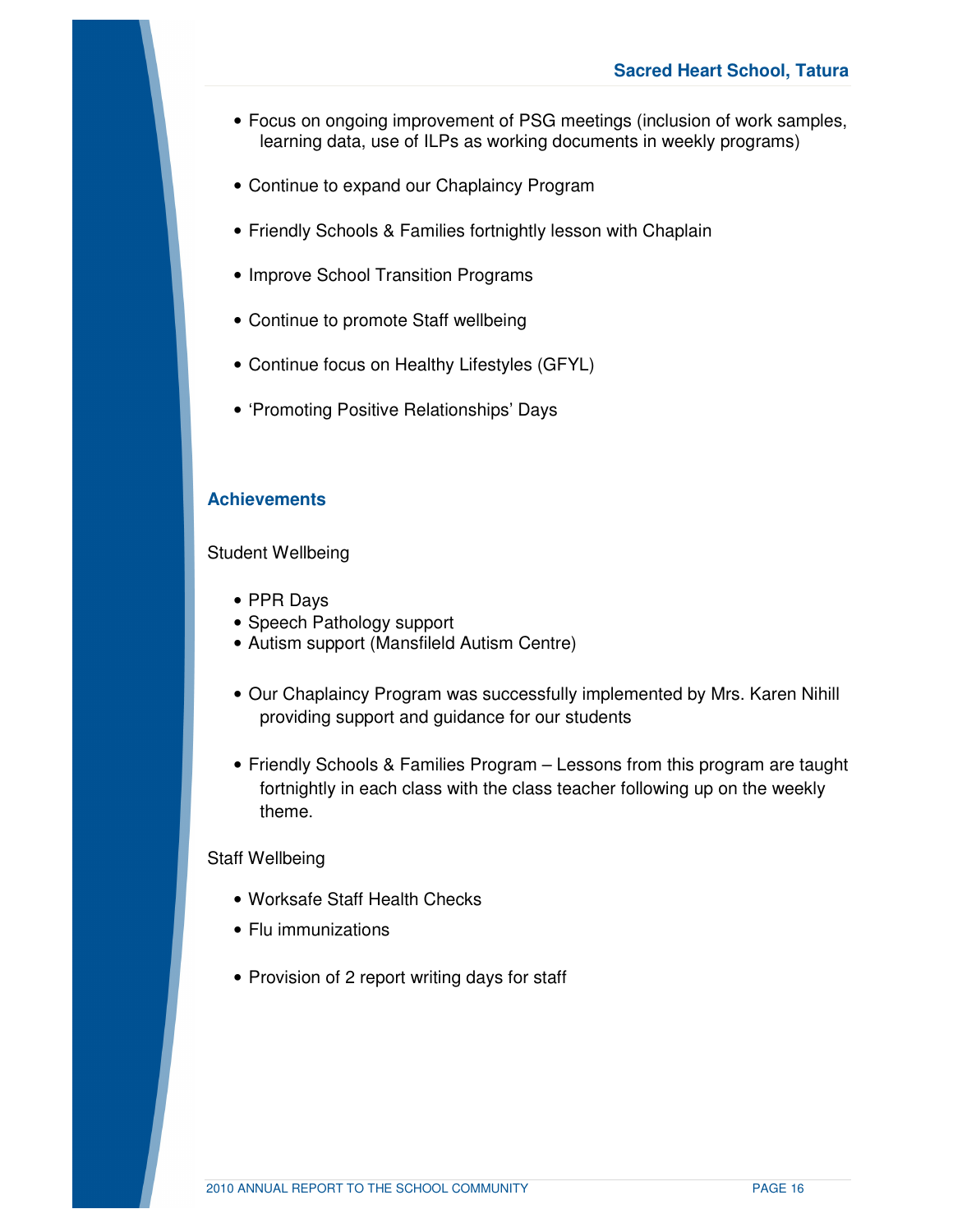- Focus on ongoing improvement of PSG meetings (inclusion of work samples, learning data, use of ILPs as working documents in weekly programs)
- Continue to expand our Chaplaincy Program
- Friendly Schools & Families fortnightly lesson with Chaplain
- Improve School Transition Programs
- Continue to promote Staff wellbeing
- Continue focus on Healthy Lifestyles (GFYL)
- 'Promoting Positive Relationships' Days

## Achievements

Student Wellbeing

- PPR Days
- Speech Pathology support
- Autism support (Mansfileld Autism Centre)
- Our Chaplaincy Program was successfully implemented by Mrs. Karen Nihill providing support and guidance for our students
- Friendly Schools & Families Program – Lessons from this program are taught fortnightly in each class with the class teacher following up on the weekly theme.

Staff Wellbeing

- Worksafe Staff Health Checks
- Flu immunizations
- Provision of 2 report writing days for staff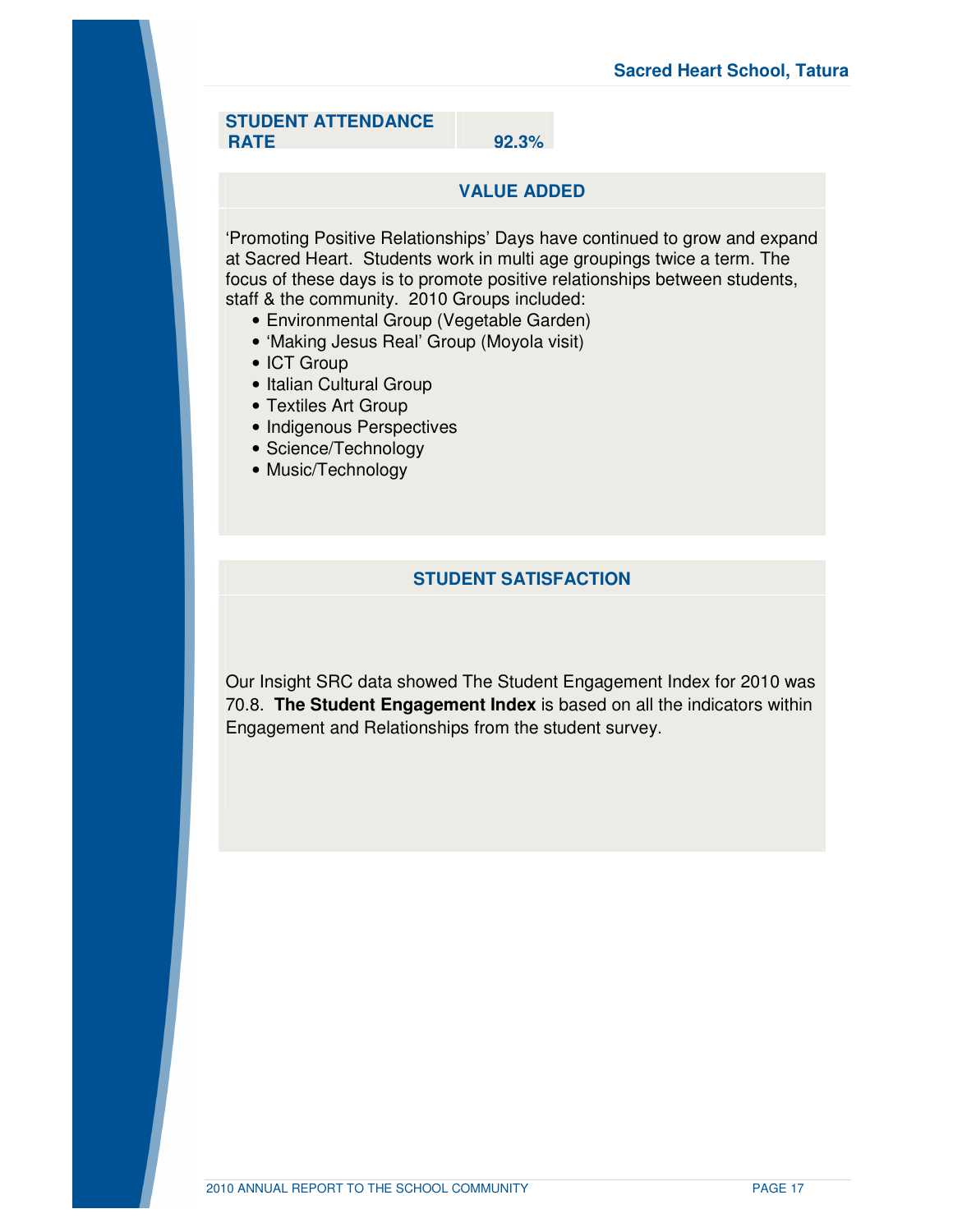| STUDENT ATTENDANCE RATE | 92.3% |
|---|---|

## VALUE ADDED

'Promoting Positive Relationships' Days have continued to grow and expand at Sacred Heart. Students work in multi age groupings twice a term. The focus of these days is to promote positive relationships between students, staff & the community. 2010 Groups included:

- Environmental Group (Vegetable Garden)
- 'Making Jesus Real' Group (Moyola visit)
- ICT Group
- Italian Cultural Group
- Textiles Art Group
- Indigenous Perspectives
- Science/Technology
- Music/Technology

## STUDENT SATISFACTION

Our Insight SRC data showed The Student Engagement Index for 2010 was 70.8. **The Student Engagement Index** is based on all the indicators within Engagement and Relationships from the student survey.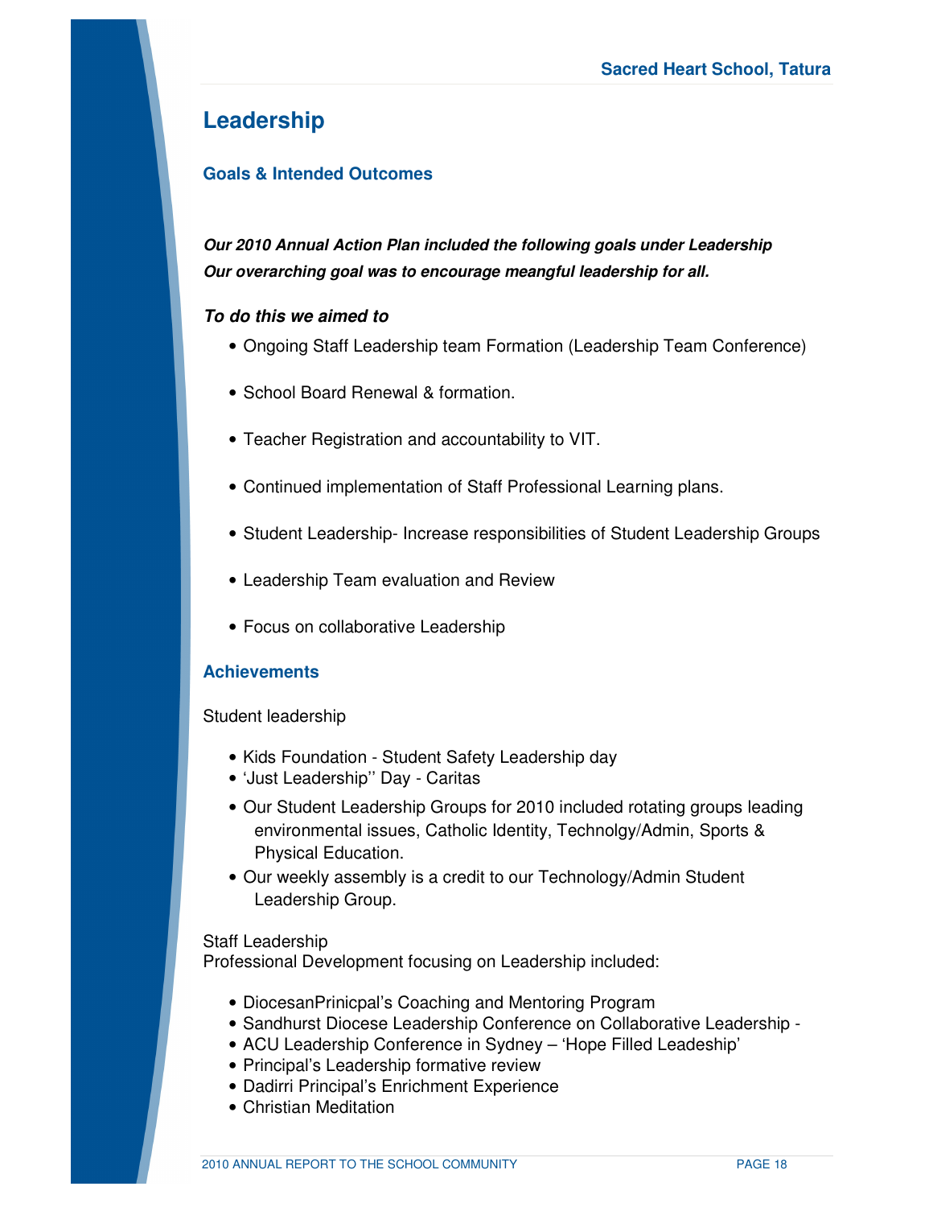# Leadership

## Goals & Intended Outcomes

***Our 2010 Annual Action Plan included the following goals under Leadership***
***Our overarching goal was to encourage meangful leadership for all.***

***To do this we aimed to***

- Ongoing Staff Leadership team Formation (Leadership Team Conference)
- School Board Renewal & formation.
- Teacher Registration and accountability to VIT.
- Continued implementation of Staff Professional Learning plans.
- Student Leadership- Increase responsibilities of Student Leadership Groups
- Leadership Team evaluation and Review
- Focus on collaborative Leadership

## Achievements

Student leadership

- Kids Foundation - Student Safety Leadership day
- 'Just Leadership'' Day - Caritas
- Our Student Leadership Groups for 2010 included rotating groups leading environmental issues, Catholic Identity, Technolgy/Admin, Sports & Physical Education.
- Our weekly assembly is a credit to our Technology/Admin Student Leadership Group.

Staff Leadership
Professional Development focusing on Leadership included:

- DiocesanPrinicpal's Coaching and Mentoring Program
- Sandhurst Diocese Leadership Conference on Collaborative Leadership -
- ACU Leadership Conference in Sydney – 'Hope Filled Leadeship'
- Principal's Leadership formative review
- Dadirri Principal's Enrichment Experience
- Christian Meditation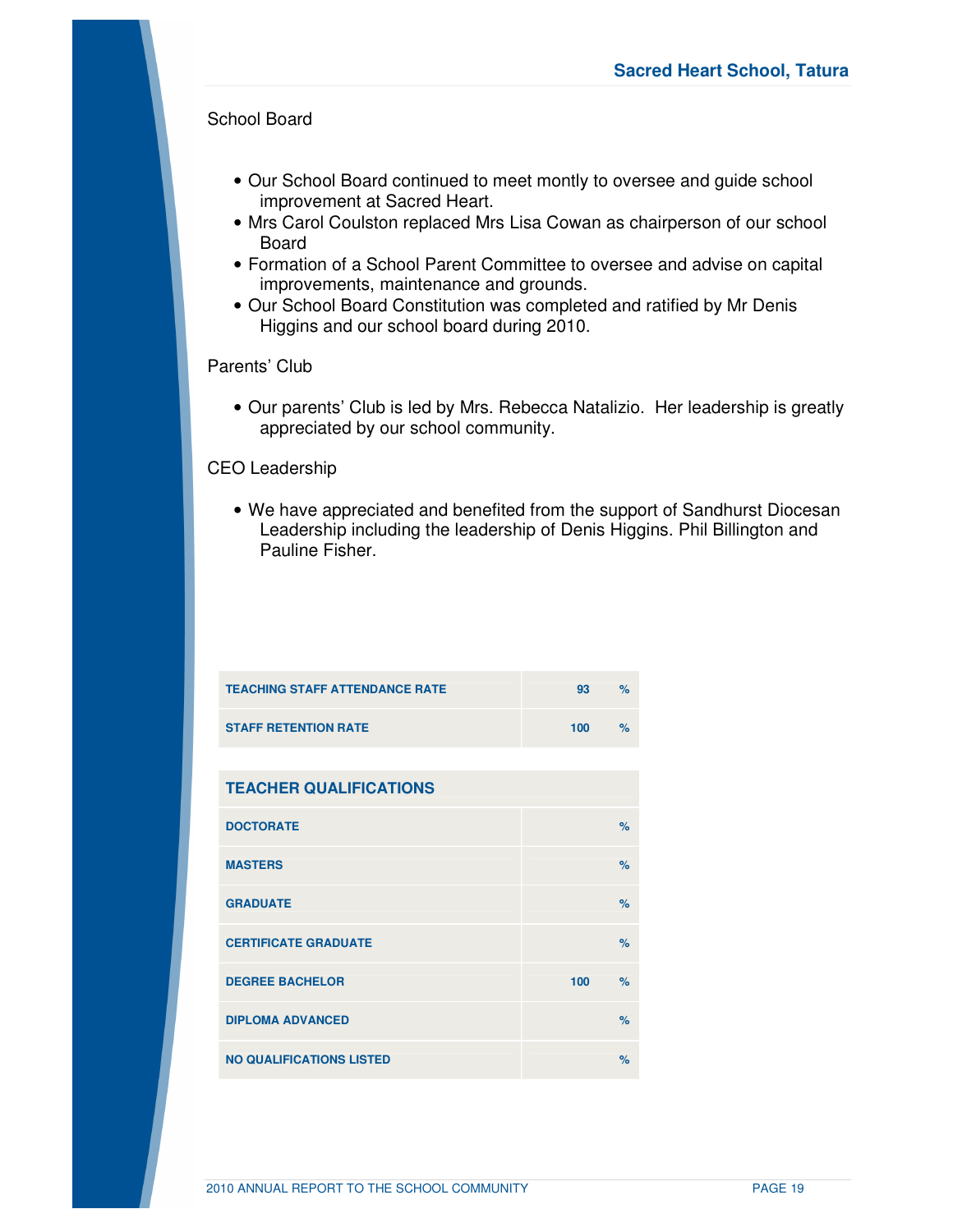School Board

- Our School Board continued to meet montly to oversee and guide school improvement at Sacred Heart.
- Mrs Carol Coulston replaced Mrs Lisa Cowan as chairperson of our school Board
- Formation of a School Parent Committee to oversee and advise on capital improvements, maintenance and grounds.
- Our School Board Constitution was completed and ratified by Mr Denis Higgins and our school board during 2010.

Parents' Club

- Our parents' Club is led by Mrs. Rebecca Natalizio. Her leadership is greatly appreciated by our school community.

CEO Leadership

- We have appreciated and benefited from the support of Sandhurst Diocesan Leadership including the leadership of Denis Higgins. Phil Billington and Pauline Fisher.

| | | |
|---|---|---|
| TEACHING STAFF ATTENDANCE RATE | 93 | % |
| STAFF RETENTION RATE | 100 | % |

| TEACHER QUALIFICATIONS | | |
|---|---|---|
| DOCTORATE | | % |
| MASTERS | | % |
| GRADUATE | | % |
| CERTIFICATE GRADUATE | | % |
| DEGREE BACHELOR | 100 | % |
| DIPLOMA ADVANCED | | % |
| NO QUALIFICATIONS LISTED | | % |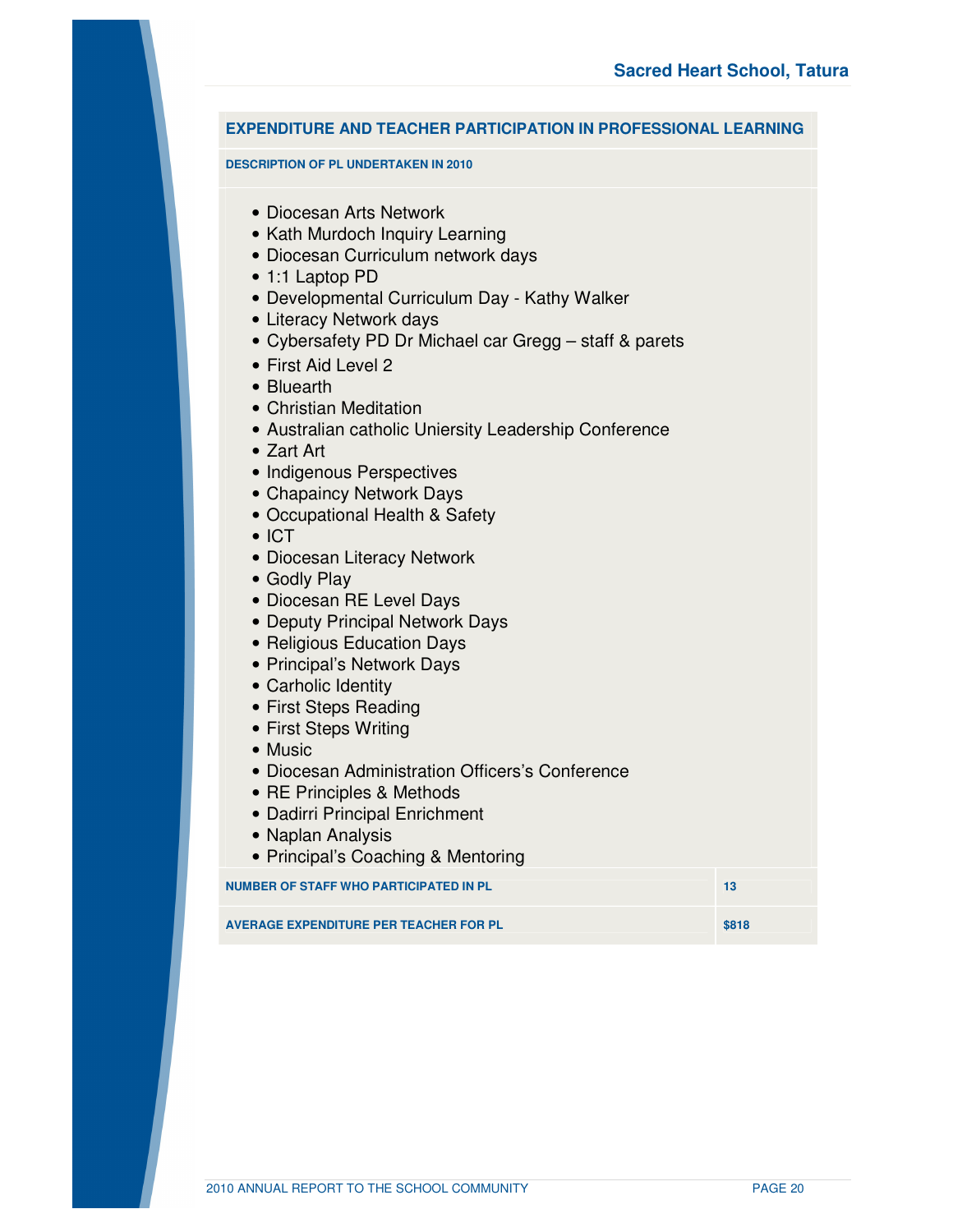## EXPENDITURE AND TEACHER PARTICIPATION IN PROFESSIONAL LEARNING

**DESCRIPTION OF PL UNDERTAKEN IN 2010**

- Diocesan Arts Network
- Kath Murdoch Inquiry Learning
- Diocesan Curriculum network days
- 1:1 Laptop PD
- Developmental Curriculum Day - Kathy Walker
- Literacy Network days
- Cybersafety PD Dr Michael car Gregg – staff & parets
- First Aid Level 2
- Bluearth
- Christian Meditation
- Australian catholic Uniersity Leadership Conference
- Zart Art
- Indigenous Perspectives
- Chapaincy Network Days
- Occupational Health & Safety
- ICT
- Diocesan Literacy Network
- Godly Play
- Diocesan RE Level Days
- Deputy Principal Network Days
- Religious Education Days
- Principal's Network Days
- Carholic Identity
- First Steps Reading
- First Steps Writing
- Music
- Diocesan Administration Officers's Conference
- RE Principles & Methods
- Dadirri Principal Enrichment
- Naplan Analysis
- Principal's Coaching & Mentoring

| | |
|---|---|
| **NUMBER OF STAFF WHO PARTICIPATED IN PL** | **13** |
| **AVERAGE EXPENDITURE PER TEACHER FOR PL** | **$818** |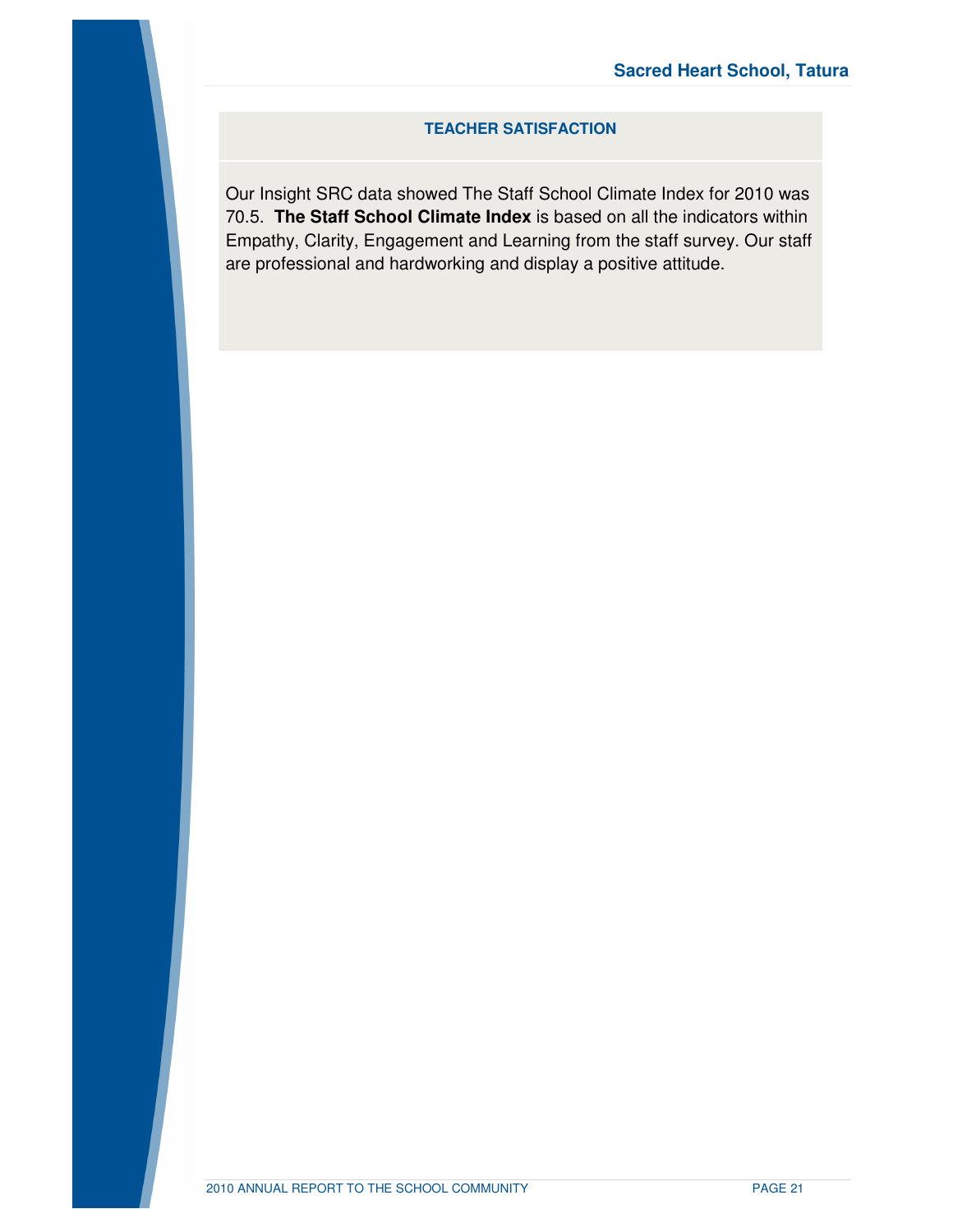## TEACHER SATISFACTION

Our Insight SRC data showed The Staff School Climate Index for 2010 was 70.5. **The Staff School Climate Index** is based on all the indicators within Empathy, Clarity, Engagement and Learning from the staff survey. Our staff are professional and hardworking and display a positive attitude.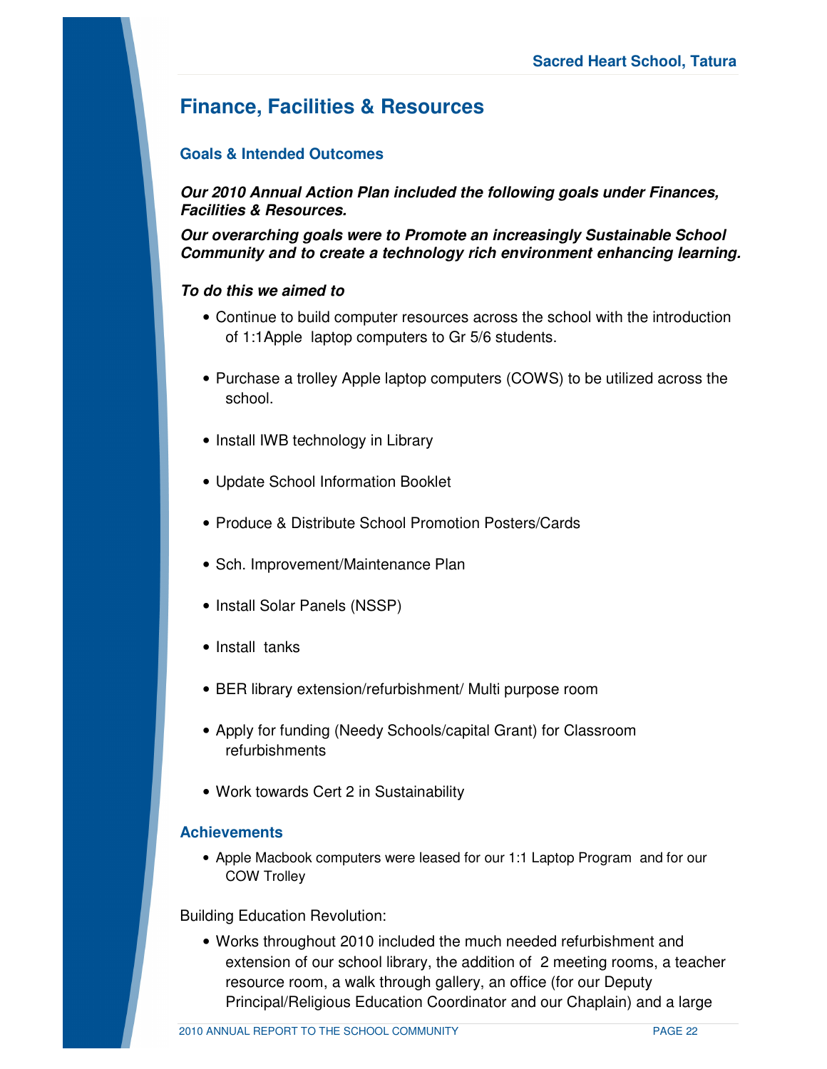## Finance, Facilities & Resources

### Goals & Intended Outcomes

***Our 2010 Annual Action Plan included the following goals under Finances, Facilities & Resources.***

***Our overarching goals were to Promote an increasingly Sustainable School Community and to create a technology rich environment enhancing learning.***

***To do this we aimed to***

- Continue to build computer resources across the school with the introduction of 1:1Apple laptop computers to Gr 5/6 students.
- Purchase a trolley Apple laptop computers (COWS) to be utilized across the school.
- Install IWB technology in Library
- Update School Information Booklet
- Produce & Distribute School Promotion Posters/Cards
- Sch. Improvement/Maintenance Plan
- Install Solar Panels (NSSP)
- Install tanks
- BER library extension/refurbishment/ Multi purpose room
- Apply for funding (Needy Schools/capital Grant) for Classroom refurbishments
- Work towards Cert 2 in Sustainability

### Achievements

- Apple Macbook computers were leased for our 1:1 Laptop Program and for our COW Trolley

Building Education Revolution:

- Works throughout 2010 included the much needed refurbishment and extension of our school library, the addition of 2 meeting rooms, a teacher resource room, a walk through gallery, an office (for our Deputy Principal/Religious Education Coordinator and our Chaplain) and a large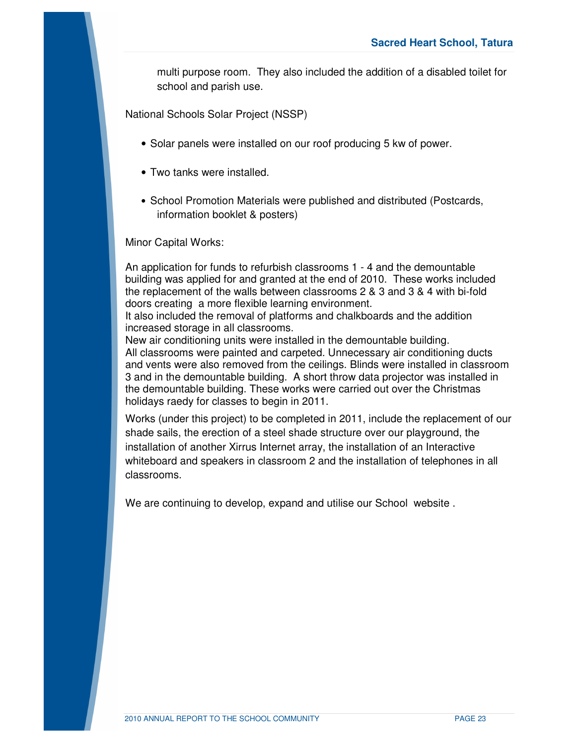multi purpose room.  They also included the addition of a disabled toilet for school and parish use.

National Schools Solar Project (NSSP)

- Solar panels were installed on our roof producing 5 kw of power.
- Two tanks were installed.
- School Promotion Materials were published and distributed (Postcards, information booklet & posters)

Minor Capital Works:

An application for funds to refurbish classrooms 1 - 4 and the demountable building was applied for and granted at the end of 2010.  These works included the replacement of the walls between classrooms 2 & 3 and 3 & 4 with bi-fold doors creating  a more flexible learning environment.
It also included the removal of platforms and chalkboards and the addition increased storage in all classrooms.
New air conditioning units were installed in the demountable building.
All classrooms were painted and carpeted. Unnecessary air conditioning ducts and vents were also removed from the ceilings. Blinds were installed in classroom 3 and in the demountable building.  A short throw data projector was installed in the demountable building. These works were carried out over the Christmas holidays raedy for classes to begin in 2011.

Works (under this project) to be completed in 2011, include the replacement of our shade sails, the erection of a steel shade structure over our playground, the installation of another Xirrus Internet array, the installation of an Interactive whiteboard and speakers in classroom 2 and the installation of telephones in all classrooms.

We are continuing to develop, expand and utilise our School  website .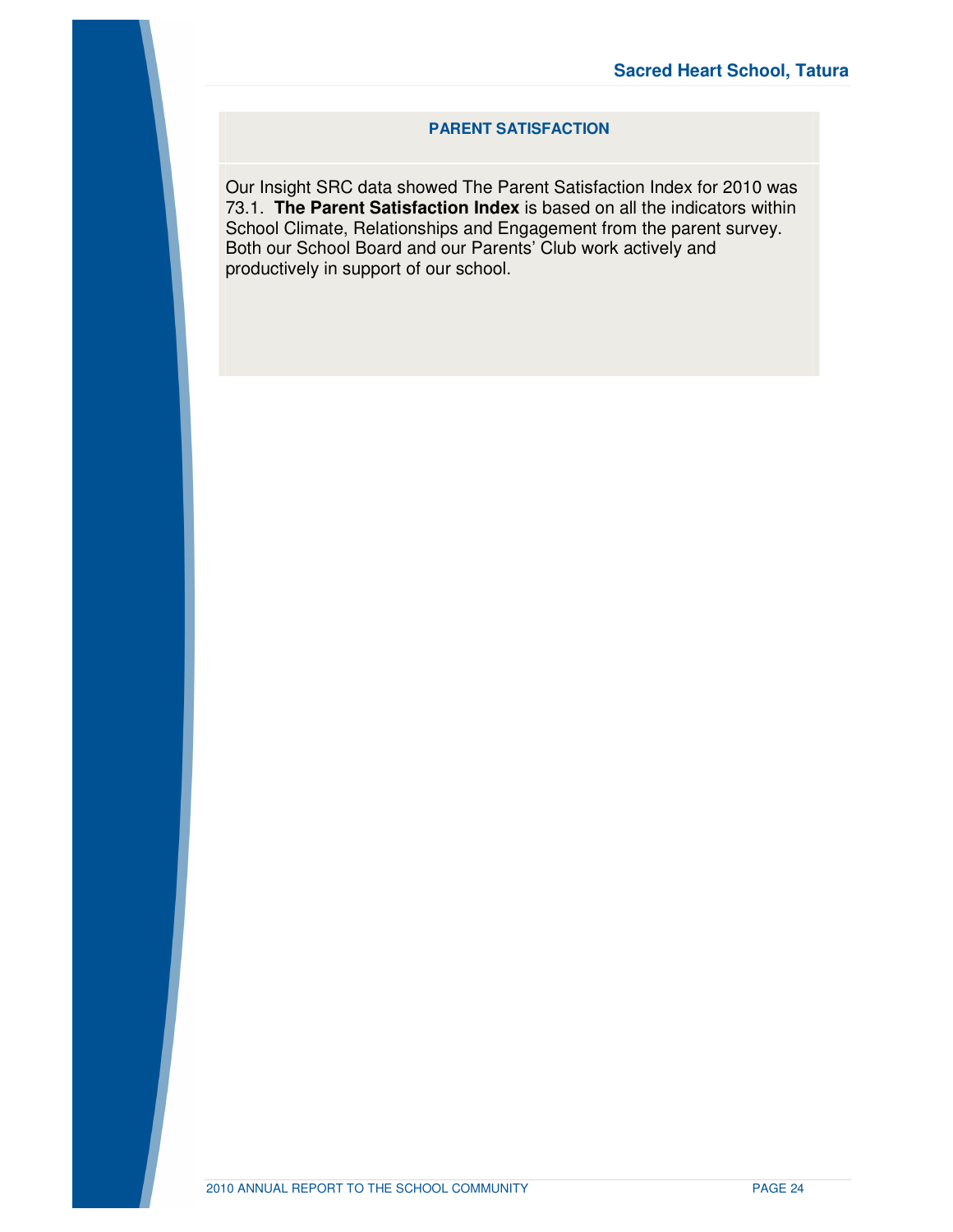## PARENT SATISFACTION

Our Insight SRC data showed The Parent Satisfaction Index for 2010 was 73.1. **The Parent Satisfaction Index** is based on all the indicators within School Climate, Relationships and Engagement from the parent survey. Both our School Board and our Parents' Club work actively and productively in support of our school.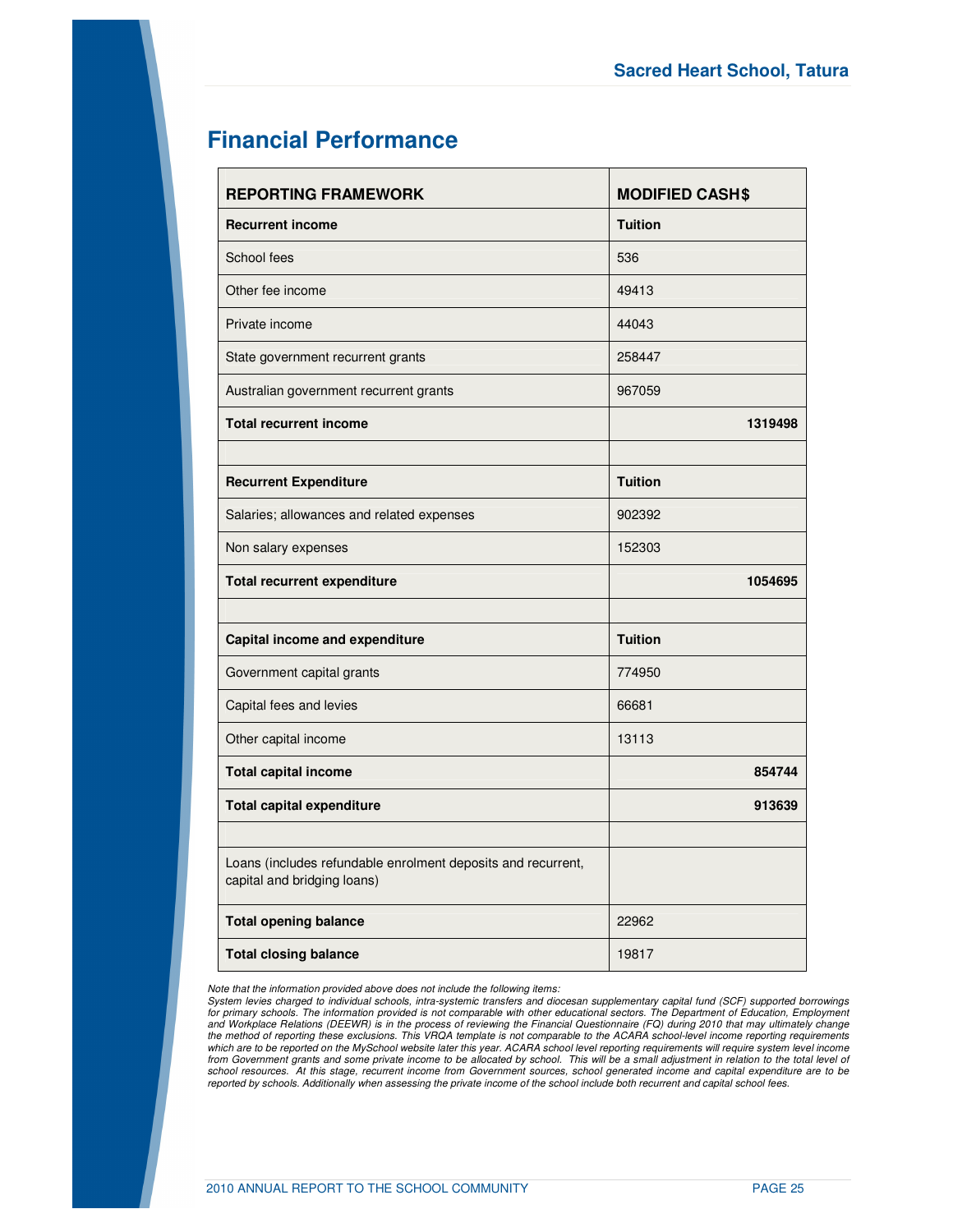## Financial Performance

| REPORTING FRAMEWORK | MODIFIED CASH$ |
|---|---|
| **Recurrent income** | **Tuition** |
| School fees | 536 |
| Other fee income | 49413 |
| Private income | 44043 |
| State government recurrent grants | 258447 |
| Australian government recurrent grants | 967059 |
| **Total recurrent income** | **1319498** |
| | |
| **Recurrent Expenditure** | **Tuition** |
| Salaries; allowances and related expenses | 902392 |
| Non salary expenses | 152303 |
| **Total recurrent expenditure** | **1054695** |
| | |
| **Capital income and expenditure** | **Tuition** |
| Government capital grants | 774950 |
| Capital fees and levies | 66681 |
| Other capital income | 13113 |
| **Total capital income** | **854744** |
| **Total capital expenditure** | **913639** |
| | |
| Loans (includes refundable enrolment deposits and recurrent, capital and bridging loans) | |
| **Total opening balance** | 22962 |
| **Total closing balance** | 19817 |

*Note that the information provided above does not include the following items:*
*System levies charged to individual schools, intra-systemic transfers and diocesan supplementary capital fund (SCF) supported borrowings for primary schools. The information provided is not comparable with other educational sectors. The Department of Education, Employment and Workplace Relations (DEEWR) is in the process of reviewing the Financial Questionnaire (FQ) during 2010 that may ultimately change the method of reporting these exclusions. This VRQA template is not comparable to the ACARA school-level income reporting requirements which are to be reported on the MySchool website later this year. ACARA school level reporting requirements will require system level income from Government grants and some private income to be allocated by school. This will be a small adjustment in relation to the total level of school resources. At this stage, recurrent income from Government sources, school generated income and capital expenditure are to be reported by schools. Additionally when assessing the private income of the school include both recurrent and capital school fees.*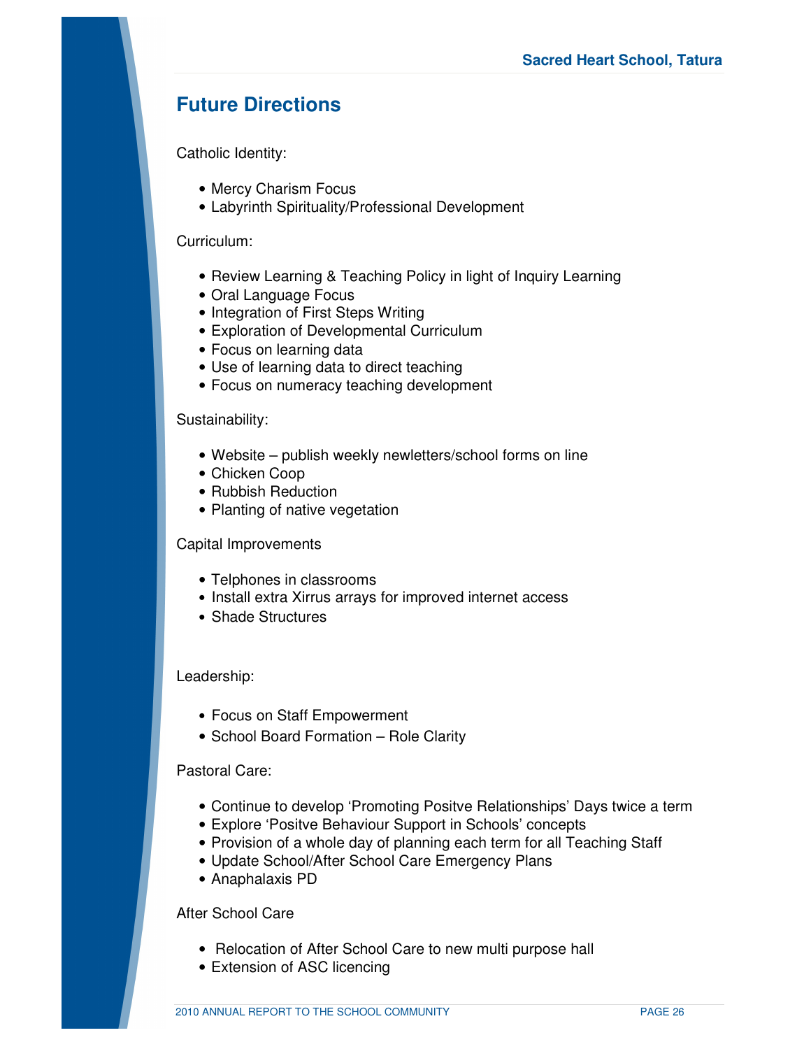# Future Directions

Catholic Identity:

- Mercy Charism Focus
- Labyrinth Spirituality/Professional Development

Curriculum:

- Review Learning & Teaching Policy in light of Inquiry Learning
- Oral Language Focus
- Integration of First Steps Writing
- Exploration of Developmental Curriculum
- Focus on learning data
- Use of learning data to direct teaching
- Focus on numeracy teaching development

Sustainability:

- Website – publish weekly newletters/school forms on line
- Chicken Coop
- Rubbish Reduction
- Planting of native vegetation

Capital Improvements

- Telphones in classrooms
- Install extra Xirrus arrays for improved internet access
- Shade Structures

Leadership:

- Focus on Staff Empowerment
- School Board Formation – Role Clarity

Pastoral Care:

- Continue to develop 'Promoting Positve Relationships' Days twice a term
- Explore 'Positve Behaviour Support in Schools' concepts
- Provision of a whole day of planning each term for all Teaching Staff
- Update School/After School Care Emergency Plans
- Anaphalaxis PD

After School Care

- Relocation of After School Care to new multi purpose hall
- Extension of ASC licencing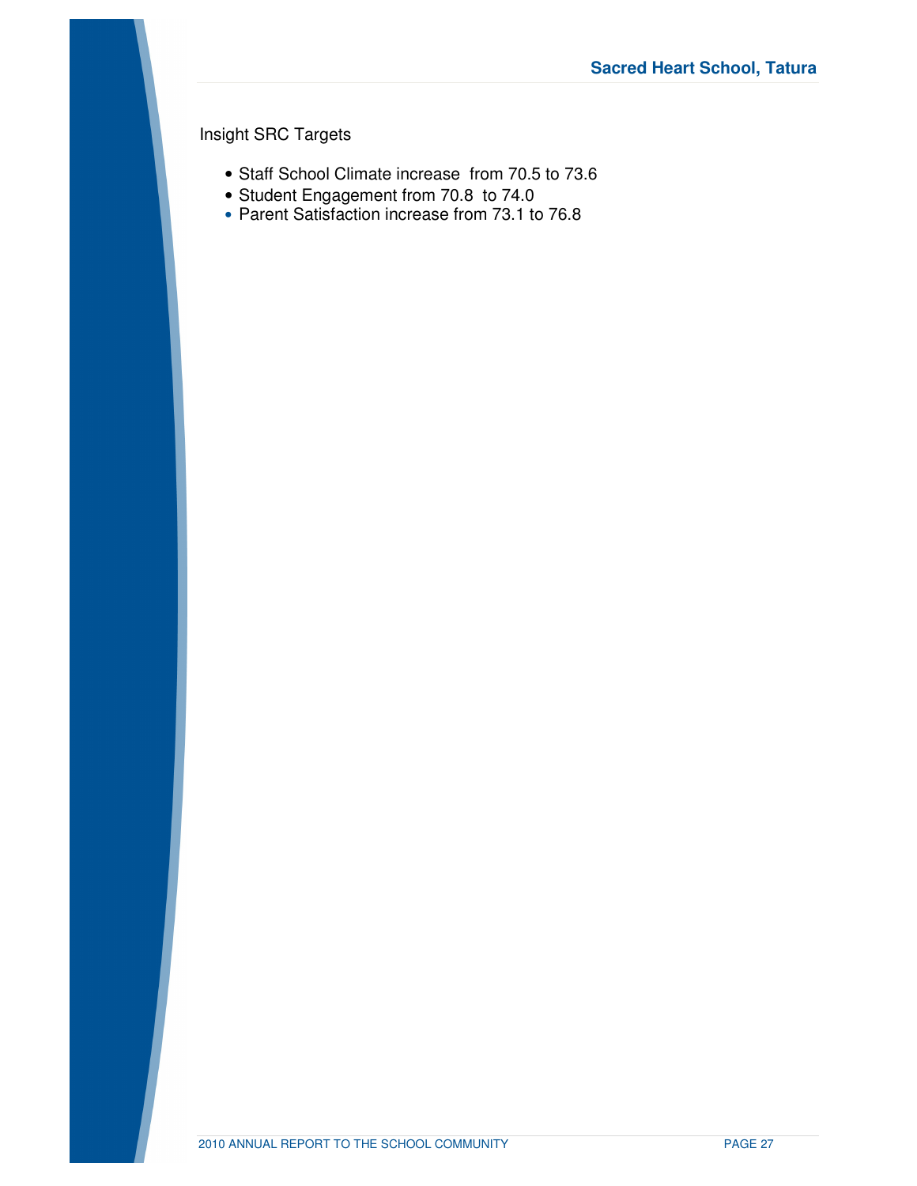Insight SRC Targets

- Staff School Climate increase  from 70.5 to 73.6
- Student Engagement from 70.8  to 74.0
- Parent Satisfaction increase from 73.1 to 76.8